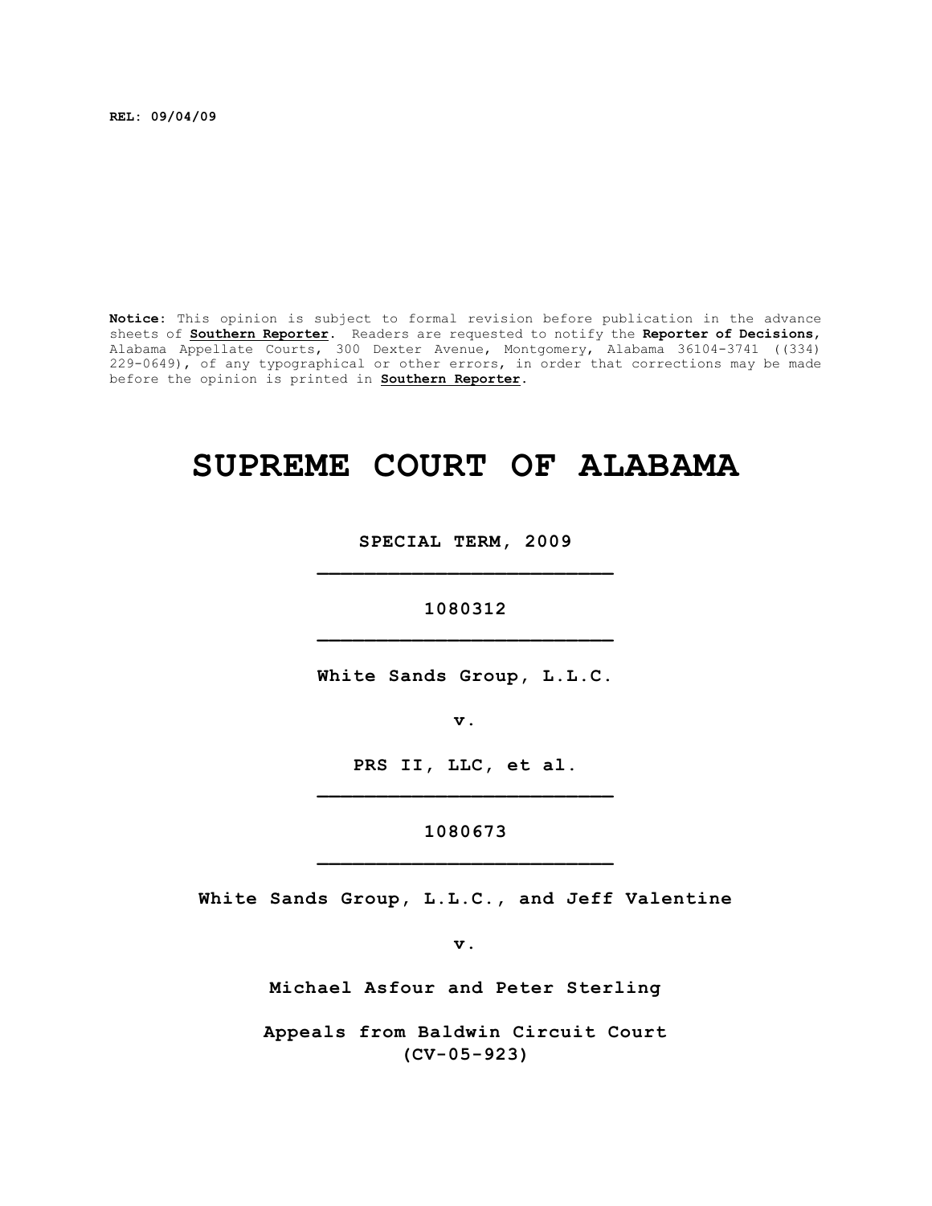**REL: 09/04/09**

**Notice:** This opinion is subject to formal revision before publication in the advance sheets of **Southern Reporter**. Readers are requested to notify the **Reporter of Decisions**, Alabama Appellate Courts, 300 Dexter Avenue, Montgomery, Alabama 36104-3741 ((334) 229-0649), of any typographical or other errors, in order that corrections may be made before the opinion is printed in **Southern Reporter**.

# SUPREME COURT OF ALABAMA

**SPECIAL TERM, 2009**

_________________________

**1080312**

_________________________

**White Sands Group, L.L.C.**

**v.**

**PRS II, LLC, et al.**

_________________________

**1080673**

_________________________

**White Sands Group, L.L.C., and Jeff Valentine**

**v.**

**Michael Asfour and Peter Sterling**

**Appeals from Baldwin Circuit Court (CV-05-923)**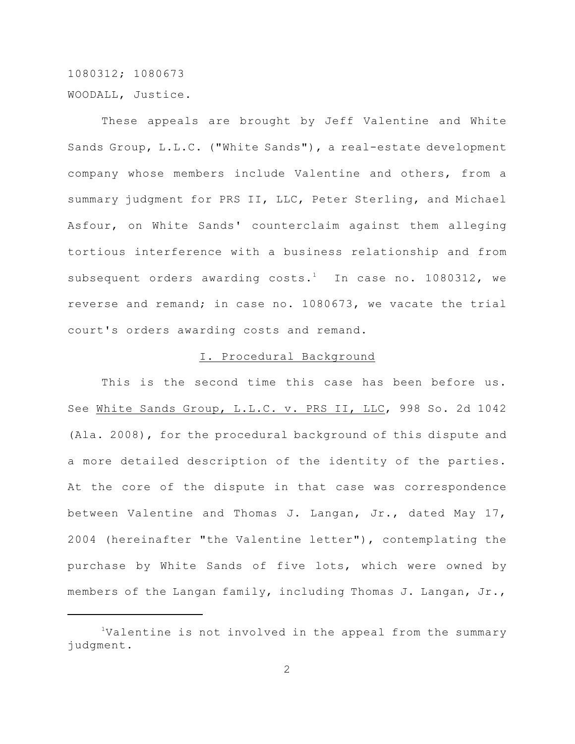1080312; 1080673

WOODALL, Justice.

These appeals are brought by Jeff Valentine and White Sands Group, L.L.C. ("White Sands"), a real-estate development company whose members include Valentine and others, from a summary judgment for PRS II, LLC, Peter Sterling, and Michael Asfour, on White Sands' counterclaim against them alleging tortious interference with a business relationship and from subsequent orders awarding costs.[1] In case no. 1080312, we reverse and remand; in case no. 1080673, we vacate the trial court's orders awarding costs and remand.

## I. Procedural Background

This is the second time this case has been before us. See White Sands Group, L.L.C. v. PRS II, LLC, 998 So. 2d 1042 (Ala. 2008), for the procedural background of this dispute and a more detailed description of the identity of the parties. At the core of the dispute in that case was correspondence between Valentine and Thomas J. Langan, Jr., dated May 17, 2004 (hereinafter "the Valentine letter"), contemplating the purchase by White Sands of five lots, which were owned by members of the Langan family, including Thomas J. Langan, Jr.,

[1]Valentine is not involved in the appeal from the summary judgment.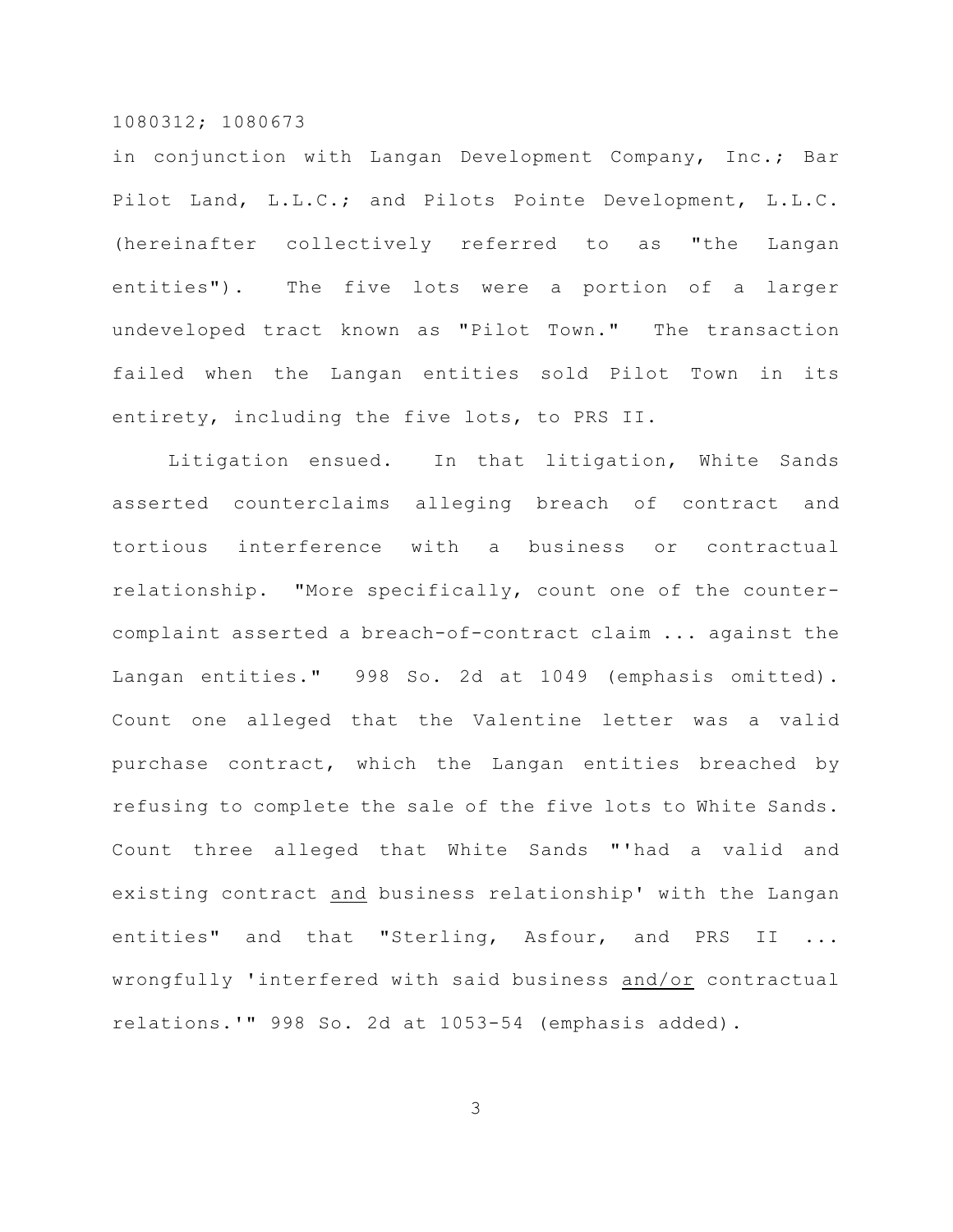in conjunction with Langan Development Company, Inc.; Bar Pilot Land, L.L.C.; and Pilots Pointe Development, L.L.C. (hereinafter collectively referred to as "the Langan entities"). The five lots were a portion of a larger undeveloped tract known as "Pilot Town." The transaction failed when the Langan entities sold Pilot Town in its entirety, including the five lots, to PRS II.

Litigation ensued. In that litigation, White Sands asserted counterclaims alleging breach of contract and tortious interference with a business or contractual relationship. "More specifically, count one of the counter-complaint asserted a breach-of-contract claim ... against the Langan entities." 998 So. 2d at 1049 (emphasis omitted). Count one alleged that the Valentine letter was a valid purchase contract, which the Langan entities breached by refusing to complete the sale of the five lots to White Sands. Count three alleged that White Sands "'had a valid and existing contract <u>and</u> business relationship' with the Langan entities" and that "Sterling, Asfour, and PRS II ... wrongfully 'interfered with said business <u>and/or</u> contractual relations.'" 998 So. 2d at 1053-54 (emphasis added).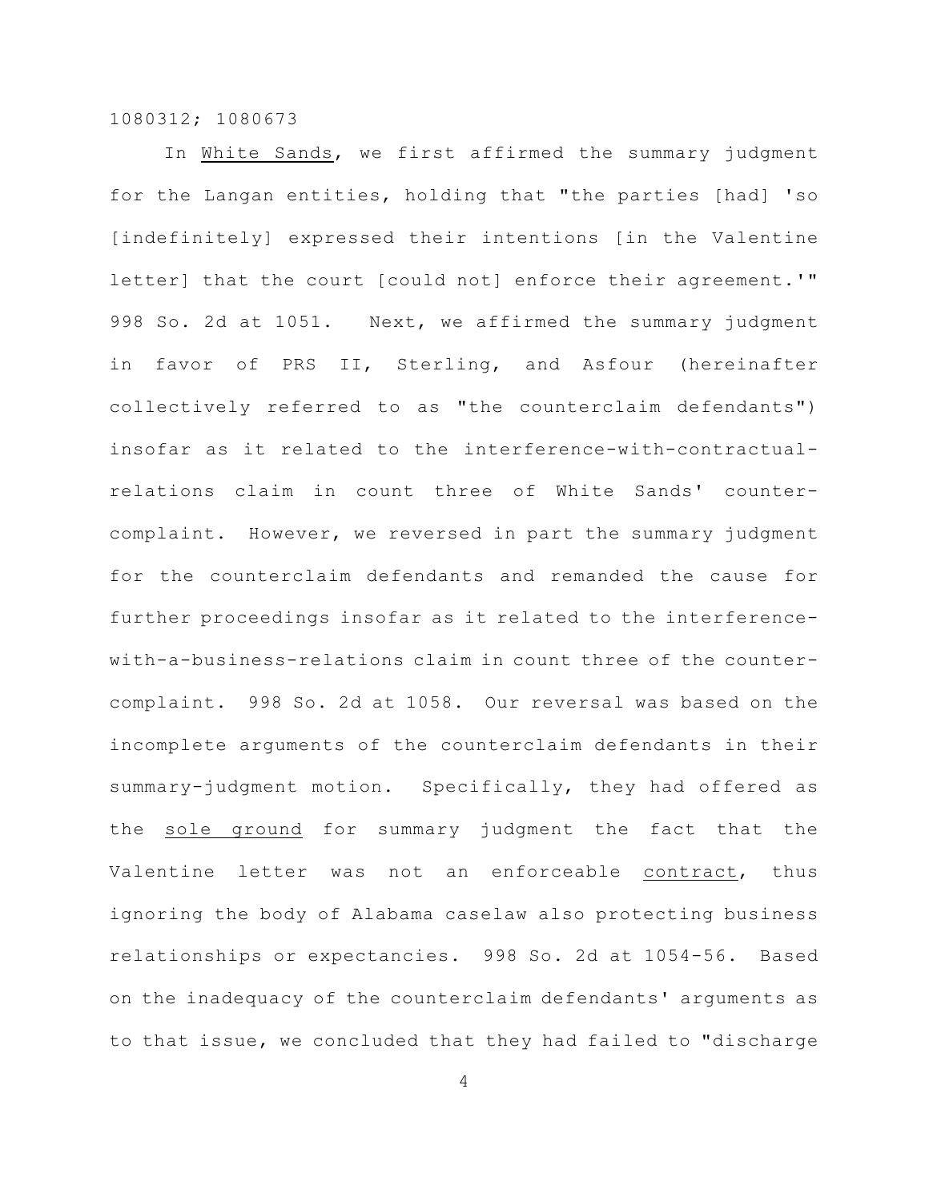In White Sands, we first affirmed the summary judgment for the Langan entities, holding that "the parties [had] 'so [indefinitely] expressed their intentions [in the Valentine letter] that the court [could not] enforce their agreement.'" 998 So. 2d at 1051. Next, we affirmed the summary judgment in favor of PRS II, Sterling, and Asfour (hereinafter collectively referred to as "the counterclaim defendants") insofar as it related to the interference-with-contractual-relations claim in count three of White Sands' counter-complaint. However, we reversed in part the summary judgment for the counterclaim defendants and remanded the cause for further proceedings insofar as it related to the interference-with-a-business-relations claim in count three of the counter-complaint. 998 So. 2d at 1058. Our reversal was based on the incomplete arguments of the counterclaim defendants in their summary-judgment motion. Specifically, they had offered as the sole ground for summary judgment the fact that the Valentine letter was not an enforceable contract, thus ignoring the body of Alabama caselaw also protecting business relationships or expectancies. 998 So. 2d at 1054-56. Based on the inadequacy of the counterclaim defendants' arguments as to that issue, we concluded that they had failed to "discharge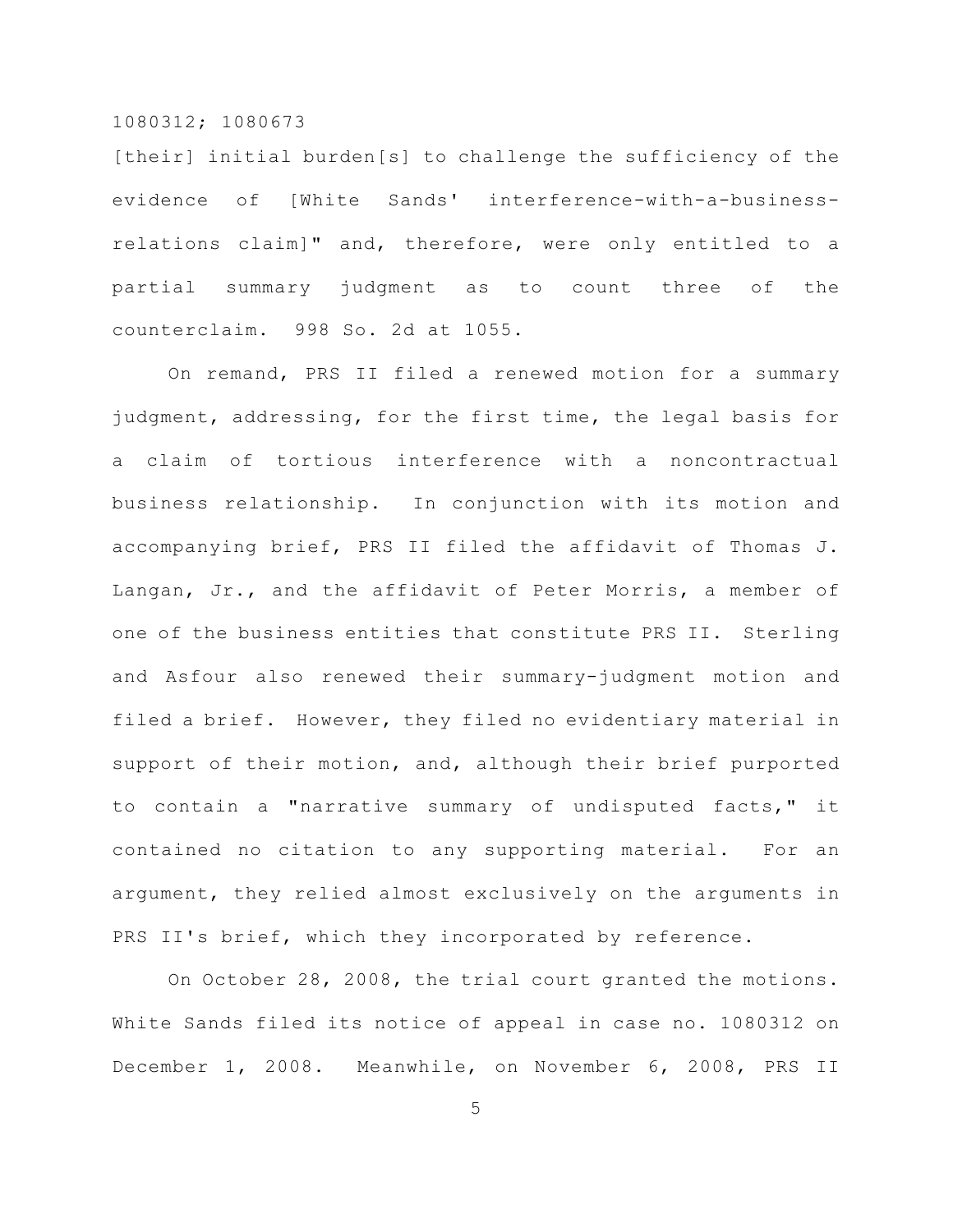[their] initial burden[s] to challenge the sufficiency of the evidence of [White Sands' interference-with-a-business-relations claim]" and, therefore, were only entitled to a partial summary judgment as to count three of the counterclaim. 998 So. 2d at 1055.

On remand, PRS II filed a renewed motion for a summary judgment, addressing, for the first time, the legal basis for a claim of tortious interference with a noncontractual business relationship. In conjunction with its motion and accompanying brief, PRS II filed the affidavit of Thomas J. Langan, Jr., and the affidavit of Peter Morris, a member of one of the business entities that constitute PRS II. Sterling and Asfour also renewed their summary-judgment motion and filed a brief. However, they filed no evidentiary material in support of their motion, and, although their brief purported to contain a "narrative summary of undisputed facts," it contained no citation to any supporting material. For an argument, they relied almost exclusively on the arguments in PRS II's brief, which they incorporated by reference.

On October 28, 2008, the trial court granted the motions. White Sands filed its notice of appeal in case no. 1080312 on December 1, 2008. Meanwhile, on November 6, 2008, PRS II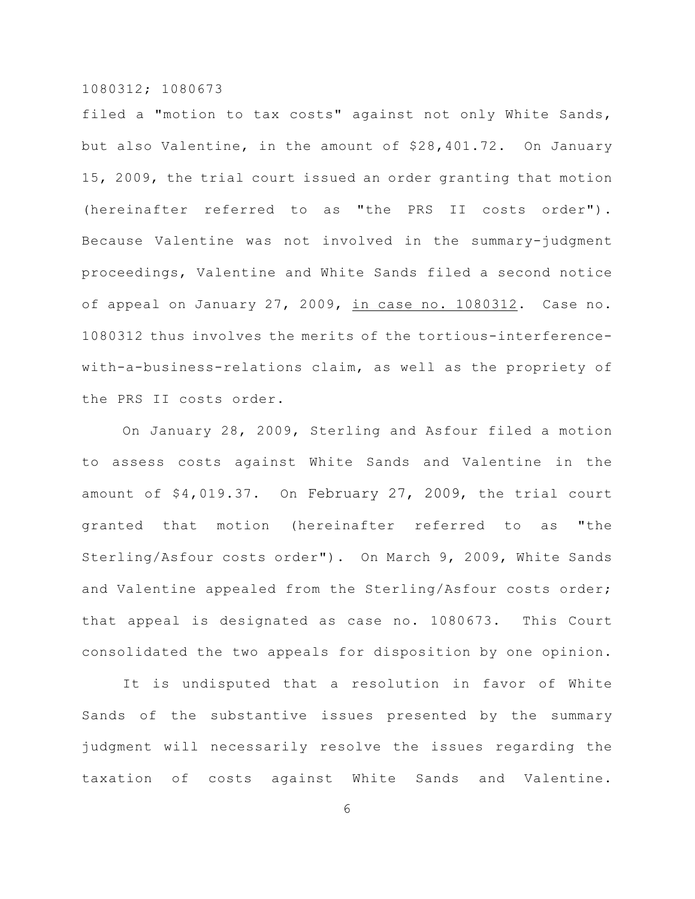filed a "motion to tax costs" against not only White Sands, but also Valentine, in the amount of $28,401.72. On January 15, 2009, the trial court issued an order granting that motion (hereinafter referred to as "the PRS II costs order"). Because Valentine was not involved in the summary-judgment proceedings, Valentine and White Sands filed a second notice of appeal on January 27, 2009, <u>in case no. 1080312</u>. Case no. 1080312 thus involves the merits of the tortious-interference-with-a-business-relations claim, as well as the propriety of the PRS II costs order.

On January 28, 2009, Sterling and Asfour filed a motion to assess costs against White Sands and Valentine in the amount of $4,019.37. On February 27, 2009, the trial court granted that motion (hereinafter referred to as "the Sterling/Asfour costs order"). On March 9, 2009, White Sands and Valentine appealed from the Sterling/Asfour costs order; that appeal is designated as case no. 1080673. This Court consolidated the two appeals for disposition by one opinion.

It is undisputed that a resolution in favor of White Sands of the substantive issues presented by the summary judgment will necessarily resolve the issues regarding the taxation of costs against White Sands and Valentine.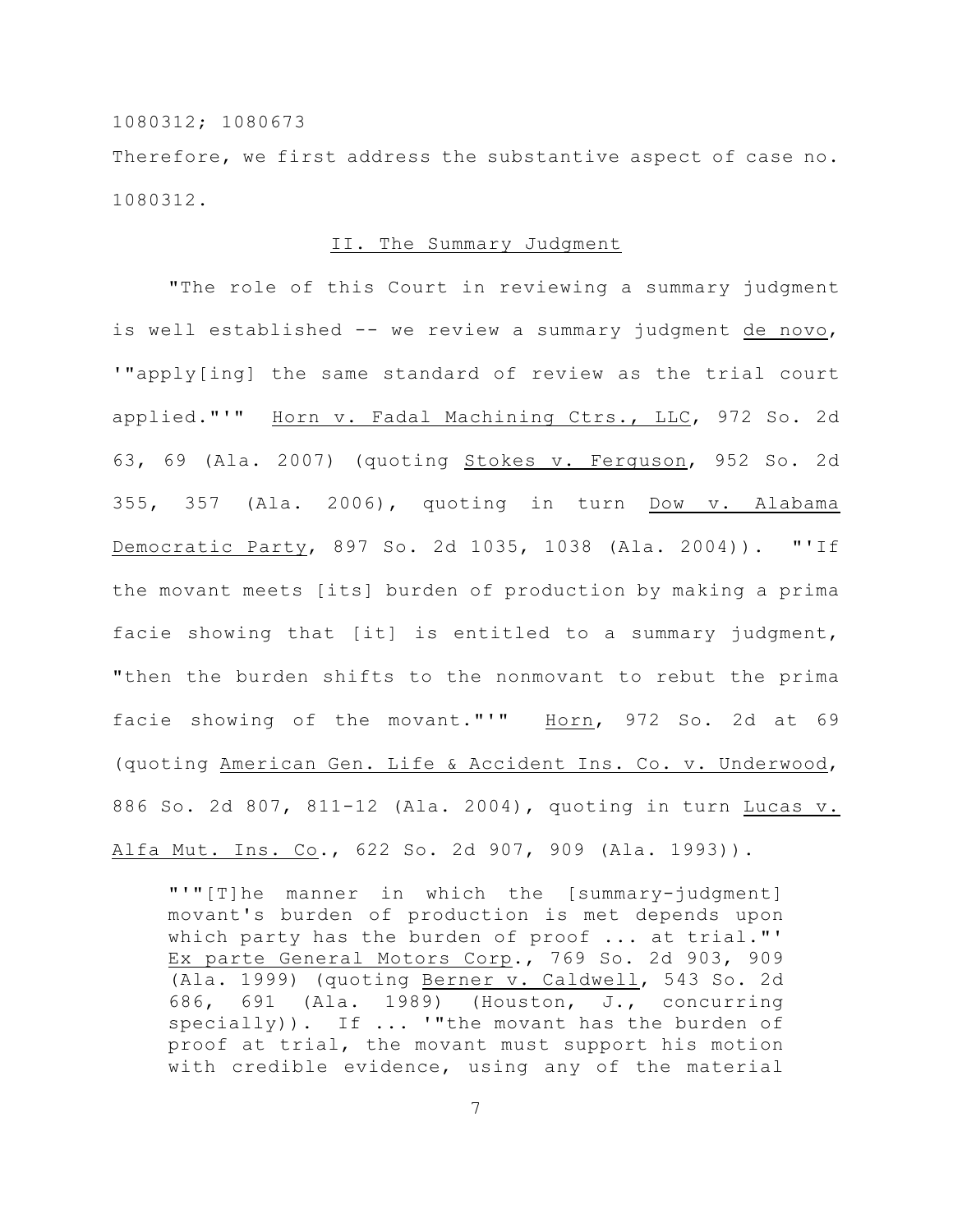Therefore, we first address the substantive aspect of case no. 1080312.

## II. The Summary Judgment

"The role of this Court in reviewing a summary judgment is well established -- we review a summary judgment de novo, '"apply[ing] the same standard of review as the trial court applied."'" Horn v. Fadal Machining Ctrs., LLC, 972 So. 2d 63, 69 (Ala. 2007) (quoting Stokes v. Ferguson, 952 So. 2d 355, 357 (Ala. 2006), quoting in turn Dow v. Alabama Democratic Party, 897 So. 2d 1035, 1038 (Ala. 2004)). "'If the movant meets [its] burden of production by making a prima facie showing that [it] is entitled to a summary judgment, "then the burden shifts to the nonmovant to rebut the prima facie showing of the movant."'" Horn, 972 So. 2d at 69 (quoting American Gen. Life & Accident Ins. Co. v. Underwood, 886 So. 2d 807, 811-12 (Ala. 2004), quoting in turn Lucas v. Alfa Mut. Ins. Co., 622 So. 2d 907, 909 (Ala. 1993)).

> "'"[T]he manner in which the [summary-judgment] movant's burden of production is met depends upon which party has the burden of proof ... at trial."' Ex parte General Motors Corp., 769 So. 2d 903, 909 (Ala. 1999) (quoting Berner v. Caldwell, 543 So. 2d 686, 691 (Ala. 1989) (Houston, J., concurring specially)). If ... '"the movant has the burden of proof at trial, the movant must support his motion with credible evidence, using any of the material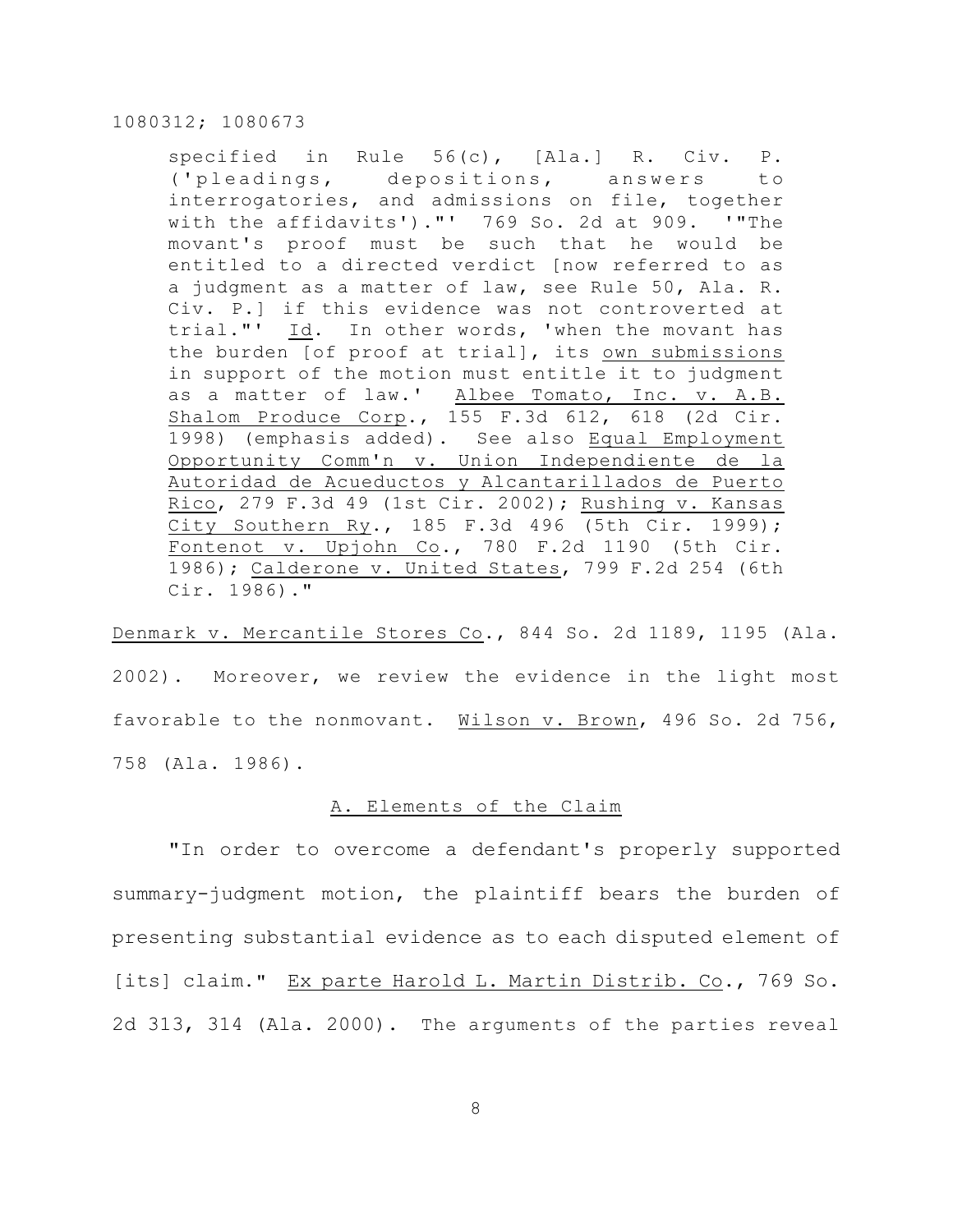> specified in Rule 56(c), [Ala.] R. Civ. P. ('pleadings, depositions, answers to interrogatories, and admissions on file, together with the affidavits')."' 769 So. 2d at 909. '"The movant's proof must be such that he would be entitled to a directed verdict [now referred to as a judgment as a matter of law, see Rule 50, Ala. R. Civ. P.] if this evidence was not controverted at trial."' Id. In other words, 'when the movant has the burden [of proof at trial], its own submissions in support of the motion must entitle it to judgment as a matter of law.' Albee Tomato, Inc. v. A.B. Shalom Produce Corp., 155 F.3d 612, 618 (2d Cir. 1998) (emphasis added). See also Equal Employment Opportunity Comm'n v. Union Independiente de la Autoridad de Acueductos y Alcantarillados de Puerto Rico, 279 F.3d 49 (1st Cir. 2002); Rushing v. Kansas City Southern Ry., 185 F.3d 496 (5th Cir. 1999); Fontenot v. Upjohn Co., 780 F.2d 1190 (5th Cir. 1986); Calderone v. United States, 799 F.2d 254 (6th Cir. 1986)."

Denmark v. Mercantile Stores Co., 844 So. 2d 1189, 1195 (Ala. 2002). Moreover, we review the evidence in the light most favorable to the nonmovant. Wilson v. Brown, 496 So. 2d 756, 758 (Ala. 1986).

## A. Elements of the Claim

"In order to overcome a defendant's properly supported summary-judgment motion, the plaintiff bears the burden of presenting substantial evidence as to each disputed element of [its] claim." Ex parte Harold L. Martin Distrib. Co., 769 So. 2d 313, 314 (Ala. 2000). The arguments of the parties reveal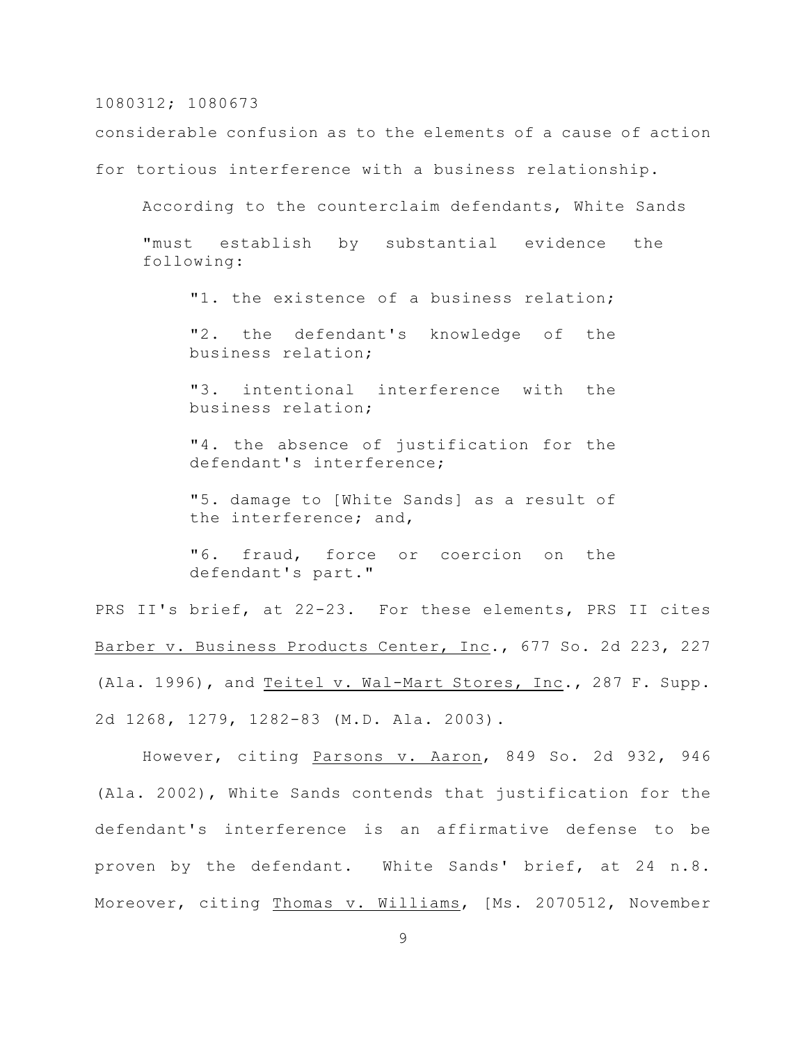considerable confusion as to the elements of a cause of action for tortious interference with a business relationship.

According to the counterclaim defendants, White Sands

> "must establish by substantial evidence the following:
>
> > "1. the existence of a business relation;
> >
> > "2. the defendant's knowledge of the business relation;
> >
> > "3. intentional interference with the business relation;
> >
> > "4. the absence of justification for the defendant's interference;
> >
> > "5. damage to [White Sands] as a result of the interference; and,
> >
> > "6. fraud, force or coercion on the defendant's part."

PRS II's brief, at 22-23. For these elements, PRS II cites Barber v. Business Products Center, Inc., 677 So. 2d 223, 227 (Ala. 1996), and Teitel v. Wal-Mart Stores, Inc., 287 F. Supp. 2d 1268, 1279, 1282-83 (M.D. Ala. 2003).

However, citing Parsons v. Aaron, 849 So. 2d 932, 946 (Ala. 2002), White Sands contends that justification for the defendant's interference is an affirmative defense to be proven by the defendant. White Sands' brief, at 24 n.8. Moreover, citing Thomas v. Williams, [Ms. 2070512, November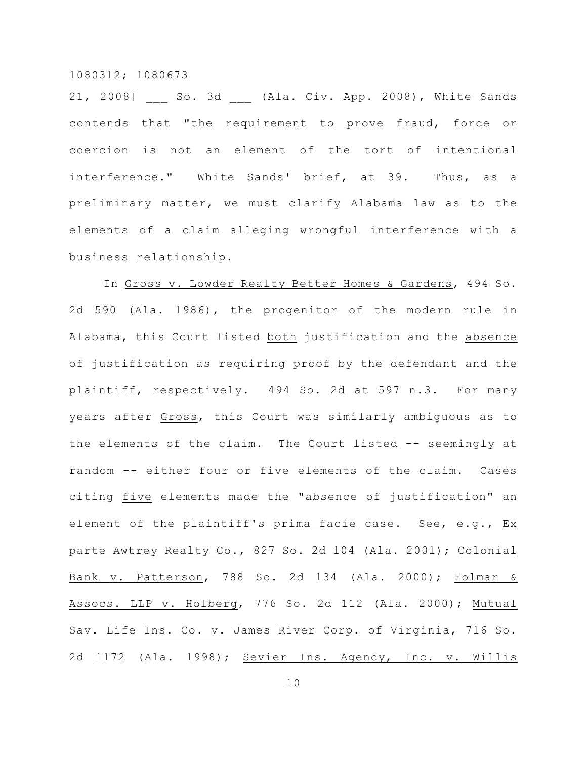21, 2008] ___ So. 3d ___ (Ala. Civ. App. 2008), White Sands contends that "the requirement to prove fraud, force or coercion is not an element of the tort of intentional interference." White Sands' brief, at 39. Thus, as a preliminary matter, we must clarify Alabama law as to the elements of a claim alleging wrongful interference with a business relationship.

In Gross v. Lowder Realty Better Homes & Gardens, 494 So. 2d 590 (Ala. 1986), the progenitor of the modern rule in Alabama, this Court listed both justification and the absence of justification as requiring proof by the defendant and the plaintiff, respectively. 494 So. 2d at 597 n.3. For many years after Gross, this Court was similarly ambiguous as to the elements of the claim. The Court listed -- seemingly at random -- either four or five elements of the claim. Cases citing five elements made the "absence of justification" an element of the plaintiff's prima facie case. See, e.g., Ex parte Awtrey Realty Co., 827 So. 2d 104 (Ala. 2001); Colonial Bank v. Patterson, 788 So. 2d 134 (Ala. 2000); Folmar & Assocs. LLP v. Holberg, 776 So. 2d 112 (Ala. 2000); Mutual Sav. Life Ins. Co. v. James River Corp. of Virginia, 716 So. 2d 1172 (Ala. 1998); Sevier Ins. Agency, Inc. v. Willis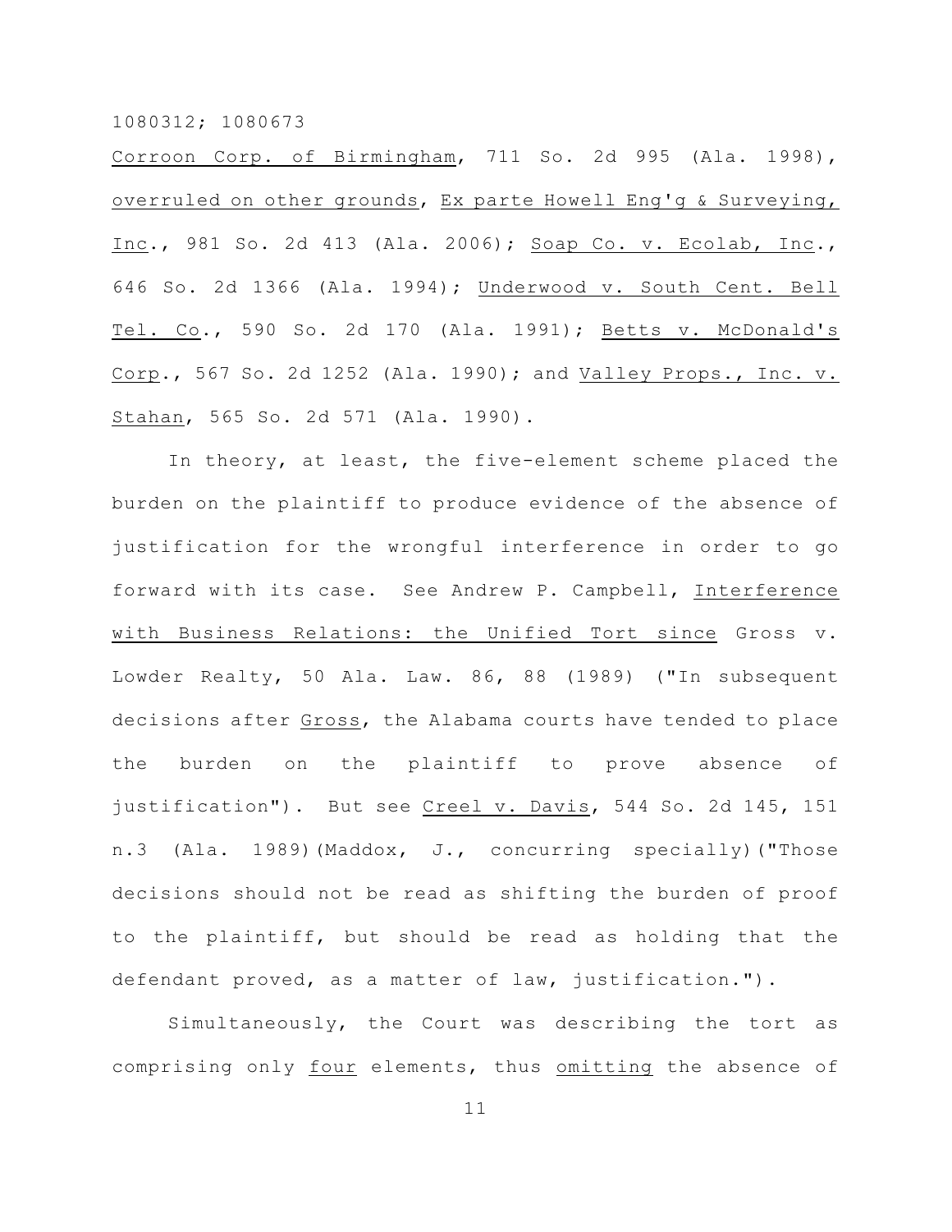Corroon Corp. of Birmingham, 711 So. 2d 995 (Ala. 1998), overruled on other grounds, Ex parte Howell Eng'g & Surveying, Inc., 981 So. 2d 413 (Ala. 2006); Soap Co. v. Ecolab, Inc., 646 So. 2d 1366 (Ala. 1994); Underwood v. South Cent. Bell Tel. Co., 590 So. 2d 170 (Ala. 1991); Betts v. McDonald's Corp., 567 So. 2d 1252 (Ala. 1990); and Valley Props., Inc. v. Stahan, 565 So. 2d 571 (Ala. 1990).

In theory, at least, the five-element scheme placed the burden on the plaintiff to produce evidence of the absence of justification for the wrongful interference in order to go forward with its case. See Andrew P. Campbell, Interference with Business Relations: the Unified Tort since Gross v. Lowder Realty, 50 Ala. Law. 86, 88 (1989) ("In subsequent decisions after Gross, the Alabama courts have tended to place the burden on the plaintiff to prove absence of justification"). But see Creel v. Davis, 544 So. 2d 145, 151 n.3 (Ala. 1989)(Maddox, J., concurring specially)("Those decisions should not be read as shifting the burden of proof to the plaintiff, but should be read as holding that the defendant proved, as a matter of law, justification.").

Simultaneously, the Court was describing the tort as comprising only four elements, thus omitting the absence of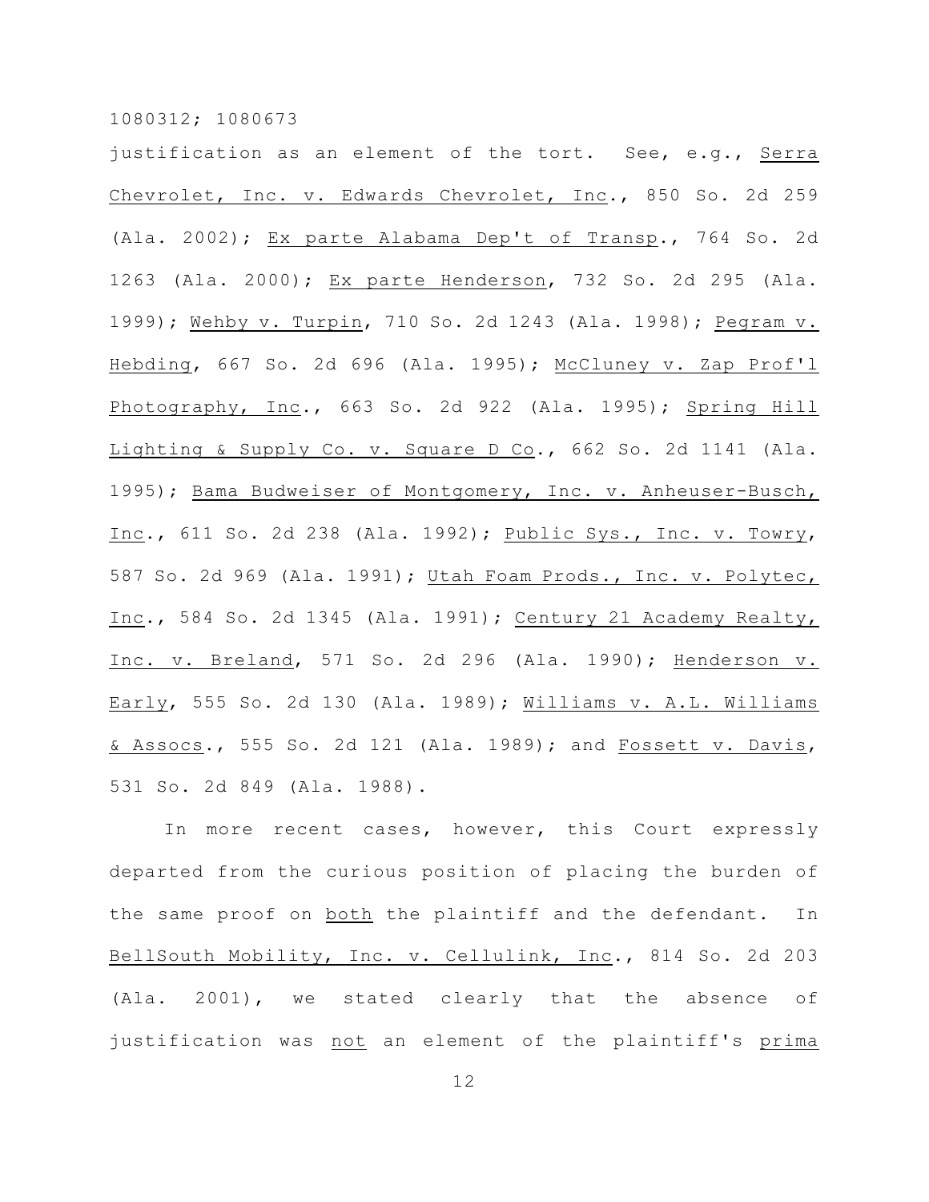justification as an element of the tort. See, e.g., _Serra Chevrolet, Inc. v. Edwards Chevrolet, Inc._, 850 So. 2d 259 (Ala. 2002); _Ex parte Alabama Dep't of Transp._, 764 So. 2d 1263 (Ala. 2000); _Ex parte Henderson_, 732 So. 2d 295 (Ala. 1999); _Wehby v. Turpin_, 710 So. 2d 1243 (Ala. 1998); _Pegram v. Hebding_, 667 So. 2d 696 (Ala. 1995); _McCluney v. Zap Prof'l Photography, Inc._, 663 So. 2d 922 (Ala. 1995); _Spring Hill Lighting & Supply Co. v. Square D Co._, 662 So. 2d 1141 (Ala. 1995); _Bama Budweiser of Montgomery, Inc. v. Anheuser-Busch, Inc._, 611 So. 2d 238 (Ala. 1992); _Public Sys., Inc. v. Towry_, 587 So. 2d 969 (Ala. 1991); _Utah Foam Prods., Inc. v. Polytec, Inc._, 584 So. 2d 1345 (Ala. 1991); _Century 21 Academy Realty, Inc. v. Breland_, 571 So. 2d 296 (Ala. 1990); _Henderson v. Early_, 555 So. 2d 130 (Ala. 1989); _Williams v. A.L. Williams & Assocs._, 555 So. 2d 121 (Ala. 1989); and _Fossett v. Davis_, 531 So. 2d 849 (Ala. 1988).

In more recent cases, however, this Court expressly departed from the curious position of placing the burden of the same proof on _both_ the plaintiff and the defendant. In _BellSouth Mobility, Inc. v. Cellulink, Inc._, 814 So. 2d 203 (Ala. 2001), we stated clearly that the absence of justification was _not_ an element of the plaintiff's _prima_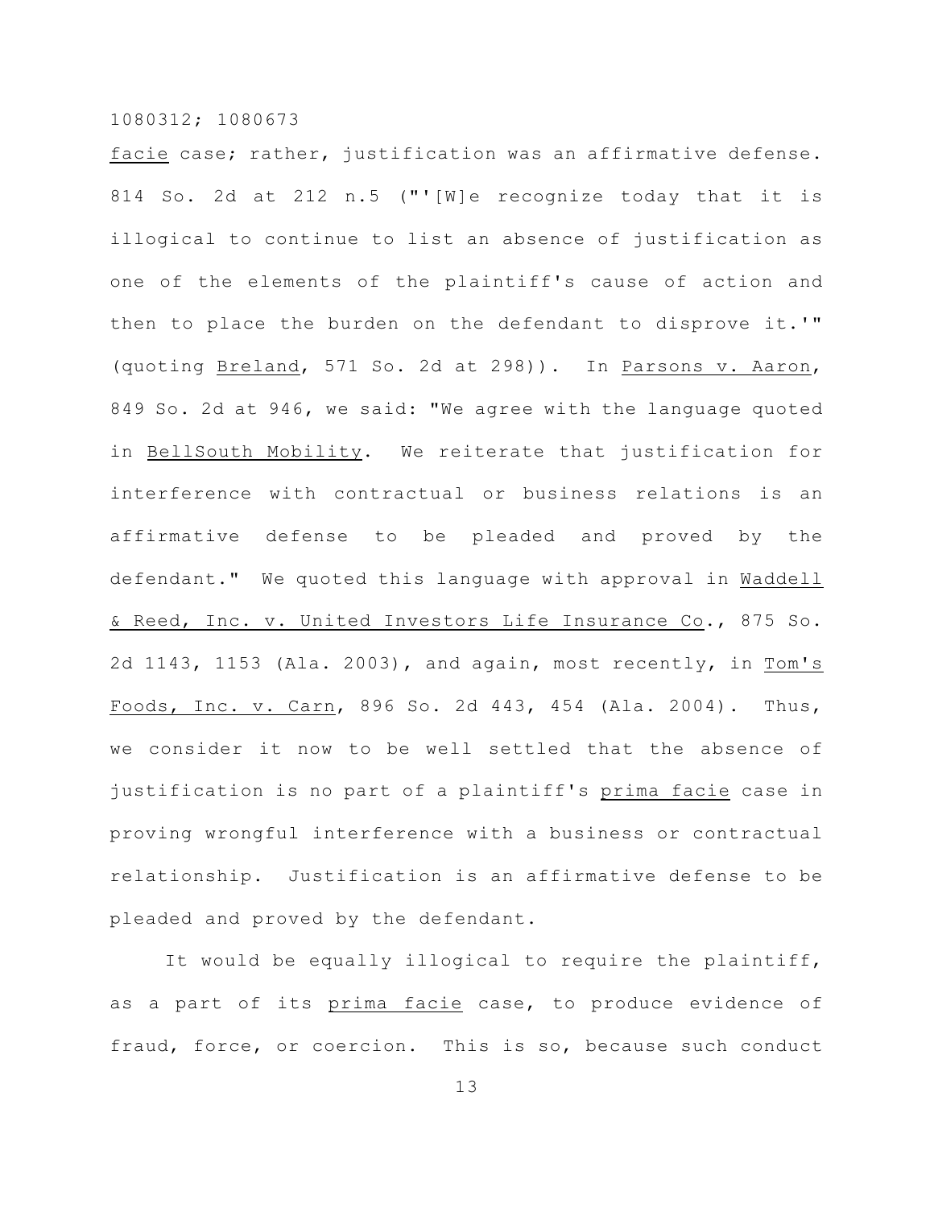*facie* case; rather, justification was an affirmative defense. 814 So. 2d at 212 n.5 ("'[W]e recognize today that it is illogical to continue to list an absence of justification as one of the elements of the plaintiff's cause of action and then to place the burden on the defendant to disprove it.'" (quoting *Breland*, 571 So. 2d at 298)). In *Parsons v. Aaron*, 849 So. 2d at 946, we said: "We agree with the language quoted in *BellSouth Mobility*. We reiterate that justification for interference with contractual or business relations is an affirmative defense to be pleaded and proved by the defendant." We quoted this language with approval in *Waddell & Reed, Inc. v. United Investors Life Insurance Co.*, 875 So. 2d 1143, 1153 (Ala. 2003), and again, most recently, in *Tom's Foods, Inc. v. Carn*, 896 So. 2d 443, 454 (Ala. 2004). Thus, we consider it now to be well settled that the absence of justification is no part of a plaintiff's *prima facie* case in proving wrongful interference with a business or contractual relationship. Justification is an affirmative defense to be pleaded and proved by the defendant.

It would be equally illogical to require the plaintiff, as a part of its *prima facie* case, to produce evidence of fraud, force, or coercion. This is so, because such conduct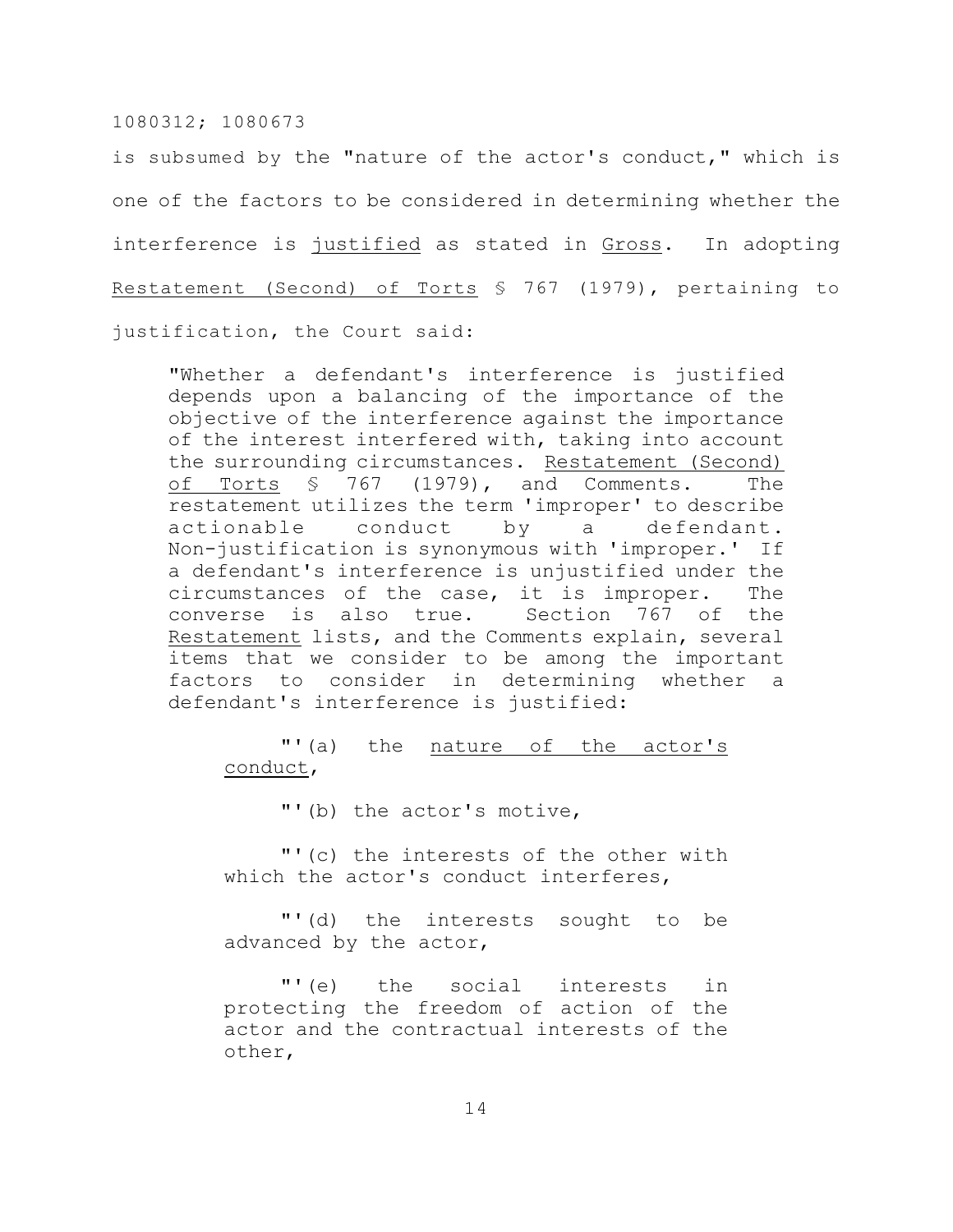is subsumed by the "nature of the actor's conduct," which is one of the factors to be considered in determining whether the interference is justified as stated in Gross. In adopting Restatement (Second) of Torts § 767 (1979), pertaining to justification, the Court said:

> "Whether a defendant's interference is justified depends upon a balancing of the importance of the objective of the interference against the importance of the interest interfered with, taking into account the surrounding circumstances. Restatement (Second) of Torts § 767 (1979), and Comments. The restatement utilizes the term 'improper' to describe actionable conduct by a defendant. Non-justification is synonymous with 'improper.' If a defendant's interference is unjustified under the circumstances of the case, it is improper. The converse is also true. Section 767 of the Restatement lists, and the Comments explain, several items that we consider to be among the important factors to consider in determining whether a defendant's interference is justified:
>
> > "'(a) the nature of the actor's conduct,
> >
> > "'(b) the actor's motive,
> >
> > "'(c) the interests of the other with which the actor's conduct interferes,
> >
> > "'(d) the interests sought to be advanced by the actor,
> >
> > "'(e) the social interests in protecting the freedom of action of the actor and the contractual interests of the other,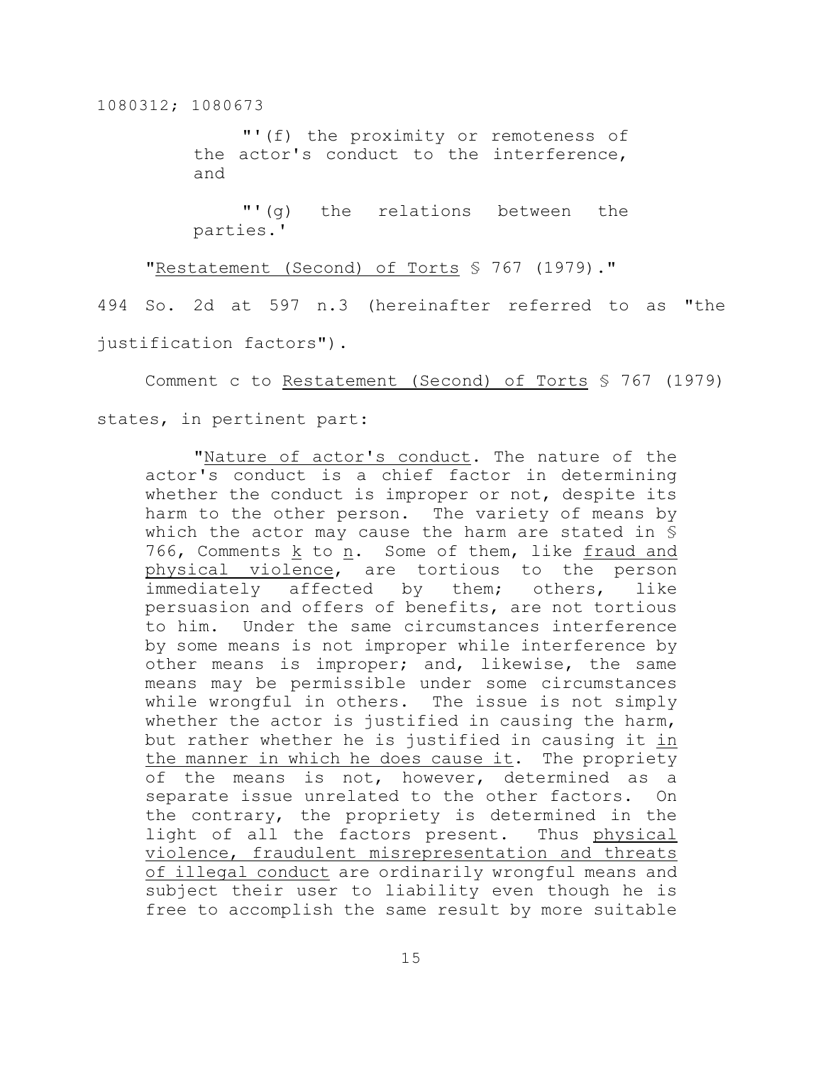"'(f) the proximity or remoteness of the actor's conduct to the interference, and

"'(g) the relations between the parties.'

"Restatement (Second) of Torts § 767 (1979)."

494 So. 2d at 597 n.3 (hereinafter referred to as "the justification factors").

Comment c to Restatement (Second) of Torts § 767 (1979) states, in pertinent part:

> "Nature of actor's conduct. The nature of the actor's conduct is a chief factor in determining whether the conduct is improper or not, despite its harm to the other person. The variety of means by which the actor may cause the harm are stated in § 766, Comments k to n. Some of them, like fraud and physical violence, are tortious to the person immediately affected by them; others, like persuasion and offers of benefits, are not tortious to him. Under the same circumstances interference by some means is not improper while interference by other means is improper; and, likewise, the same means may be permissible under some circumstances while wrongful in others. The issue is not simply whether the actor is justified in causing the harm, but rather whether he is justified in causing it in the manner in which he does cause it. The propriety of the means is not, however, determined as a separate issue unrelated to the other factors. On the contrary, the propriety is determined in the light of all the factors present. Thus physical violence, fraudulent misrepresentation and threats of illegal conduct are ordinarily wrongful means and subject their user to liability even though he is free to accomplish the same result by more suitable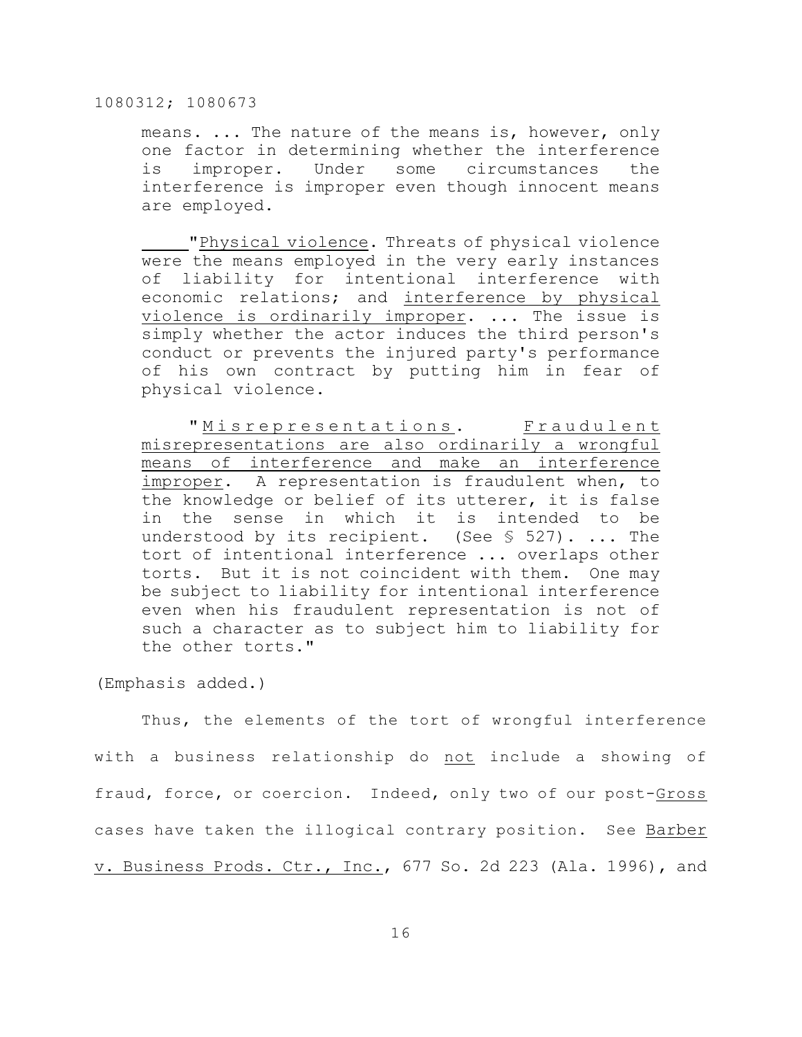means. ... The nature of the means is, however, only one factor in determining whether the interference is improper. Under some circumstances the interference is improper even though innocent means are employed.

> "Physical violence. Threats of physical violence were the means employed in the very early instances of liability for intentional interference with economic relations; and interference by physical violence is ordinarily improper. ... The issue is simply whether the actor induces the third person's conduct or prevents the injured party's performance of his own contract by putting him in fear of physical violence.
>
> "Misrepresentations. Fraudulent misrepresentations are also ordinarily a wrongful means of interference and make an interference improper. A representation is fraudulent when, to the knowledge or belief of its utterer, it is false in the sense in which it is intended to be understood by its recipient. (See § 527). ... The tort of intentional interference ... overlaps other torts. But it is not coincident with them. One may be subject to liability for intentional interference even when his fraudulent representation is not of such a character as to subject him to liability for the other torts."

(Emphasis added.)

Thus, the elements of the tort of wrongful interference with a business relationship do not include a showing of fraud, force, or coercion. Indeed, only two of our post-Gross cases have taken the illogical contrary position. See Barber v. Business Prods. Ctr., Inc., 677 So. 2d 223 (Ala. 1996), and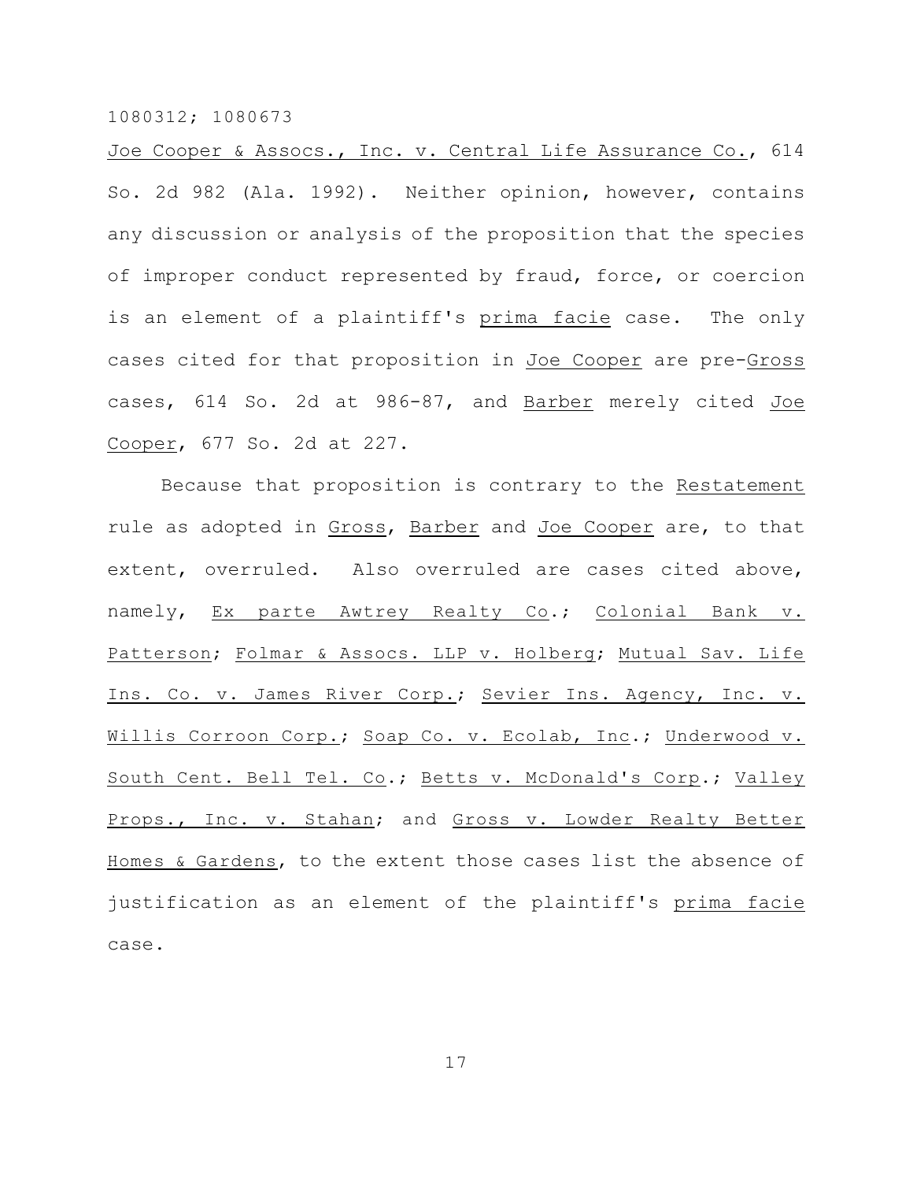Joe Cooper & Assocs., Inc. v. Central Life Assurance Co., 614 So. 2d 982 (Ala. 1992). Neither opinion, however, contains any discussion or analysis of the proposition that the species of improper conduct represented by fraud, force, or coercion is an element of a plaintiff's *prima facie* case. The only cases cited for that proposition in *Joe Cooper* are pre-*Gross* cases, 614 So. 2d at 986-87, and *Barber* merely cited *Joe Cooper*, 677 So. 2d at 227.

Because that proposition is contrary to the *Restatement* rule as adopted in *Gross*, *Barber* and *Joe Cooper* are, to that extent, overruled. Also overruled are cases cited above, namely, *Ex parte Awtrey Realty Co.*; *Colonial Bank v. Patterson*; *Folmar & Assocs. LLP v. Holberg*; *Mutual Sav. Life Ins. Co. v. James River Corp.*; *Sevier Ins. Agency, Inc. v. Willis Corroon Corp.*; *Soap Co. v. Ecolab, Inc.*; *Underwood v. South Cent. Bell Tel. Co.*; *Betts v. McDonald's Corp.*; *Valley Props., Inc. v. Stahan*; and *Gross v. Lowder Realty Better Homes & Gardens*, to the extent those cases list the absence of justification as an element of the plaintiff's *prima facie* case.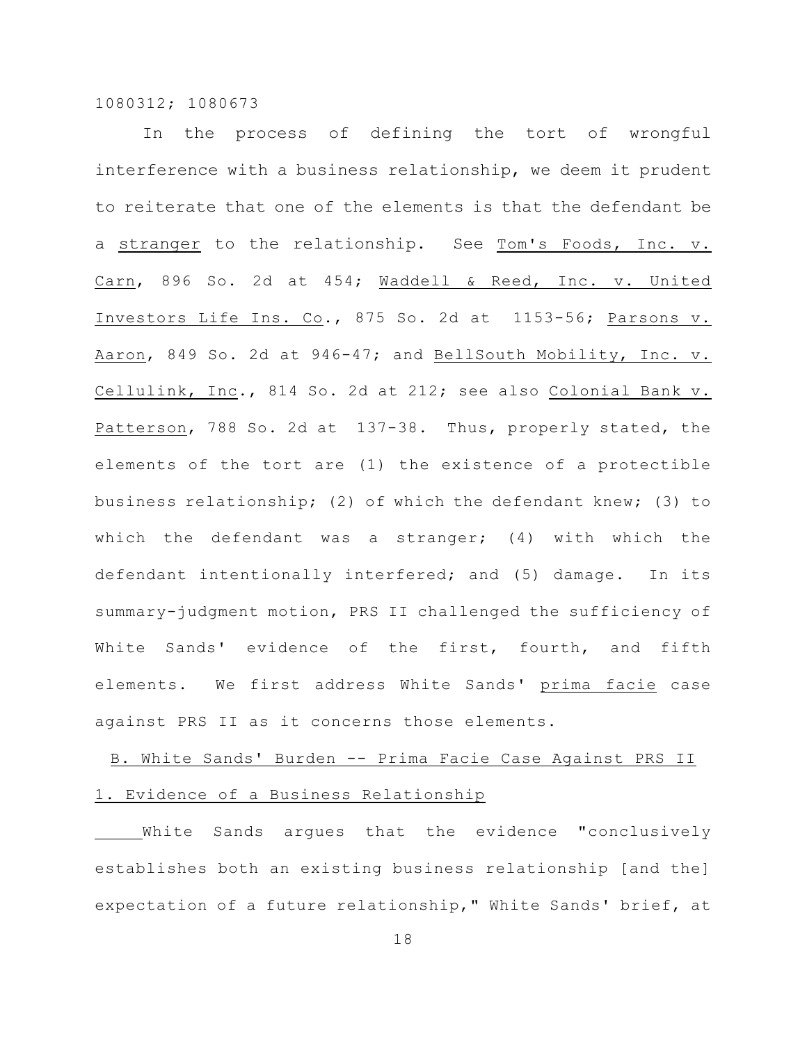In the process of defining the tort of wrongful interference with a business relationship, we deem it prudent to reiterate that one of the elements is that the defendant be a stranger to the relationship. See Tom's Foods, Inc. v. Carn, 896 So. 2d at 454; Waddell & Reed, Inc. v. United Investors Life Ins. Co., 875 So. 2d at 1153-56; Parsons v. Aaron, 849 So. 2d at 946-47; and BellSouth Mobility, Inc. v. Cellulink, Inc., 814 So. 2d at 212; see also Colonial Bank v. Patterson, 788 So. 2d at 137-38. Thus, properly stated, the elements of the tort are (1) the existence of a protectible business relationship; (2) of which the defendant knew; (3) to which the defendant was a stranger; (4) with which the defendant intentionally interfered; and (5) damage. In its summary-judgment motion, PRS II challenged the sufficiency of White Sands' evidence of the first, fourth, and fifth elements. We first address White Sands' prima facie case against PRS II as it concerns those elements.

## B. White Sands' Burden -- Prima Facie Case Against PRS II

### 1. Evidence of a Business Relationship

White Sands argues that the evidence "conclusively establishes both an existing business relationship [and the] expectation of a future relationship," White Sands' brief, at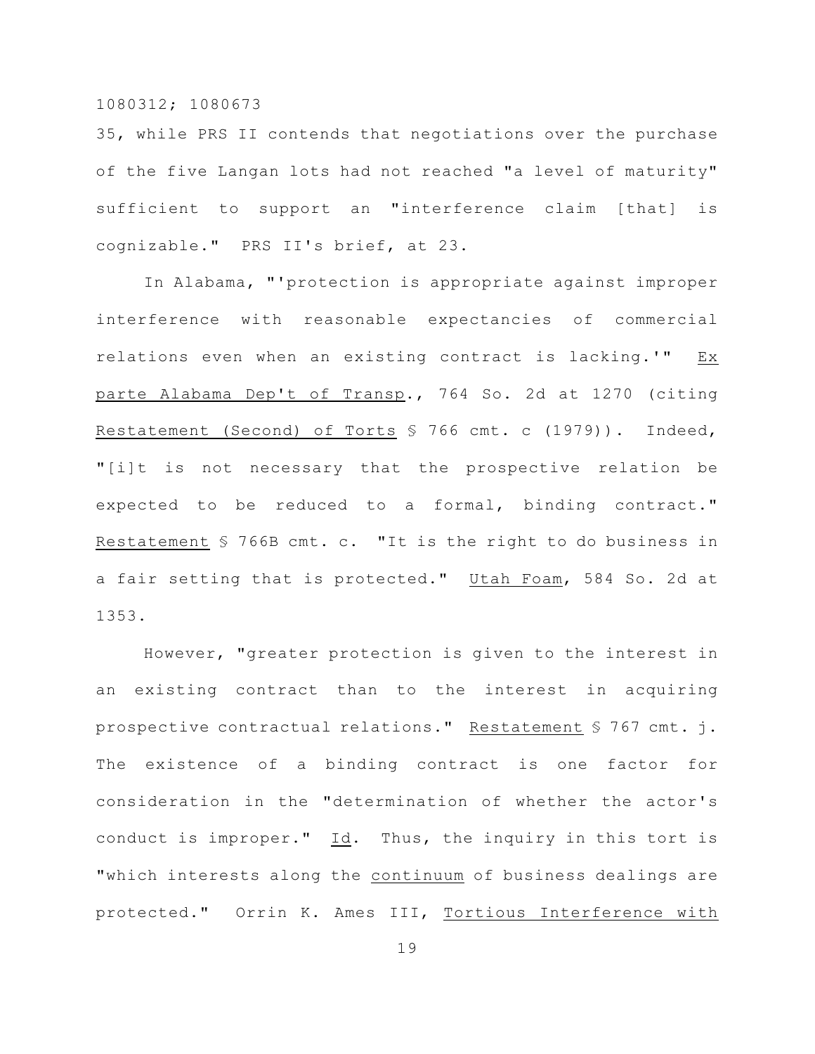35, while PRS II contends that negotiations over the purchase of the five Langan lots had not reached "a level of maturity" sufficient to support an "interference claim [that] is cognizable." PRS II's brief, at 23.

In Alabama, "'protection is appropriate against improper interference with reasonable expectancies of commercial relations even when an existing contract is lacking.'" _Ex parte Alabama Dep't of Transp._, 764 So. 2d at 1270 (citing _Restatement (Second) of Torts_ § 766 cmt. c (1979)). Indeed, "[i]t is not necessary that the prospective relation be expected to be reduced to a formal, binding contract." _Restatement_ § 766B cmt. c. "It is the right to do business in a fair setting that is protected." _Utah Foam_, 584 So. 2d at 1353.

However, "greater protection is given to the interest in an existing contract than to the interest in acquiring prospective contractual relations." _Restatement_ § 767 cmt. j. The existence of a binding contract is one factor for consideration in the "determination of whether the actor's conduct is improper." _Id_. Thus, the inquiry in this tort is "which interests along the _continuum_ of business dealings are protected." Orrin K. Ames III, _Tortious Interference with_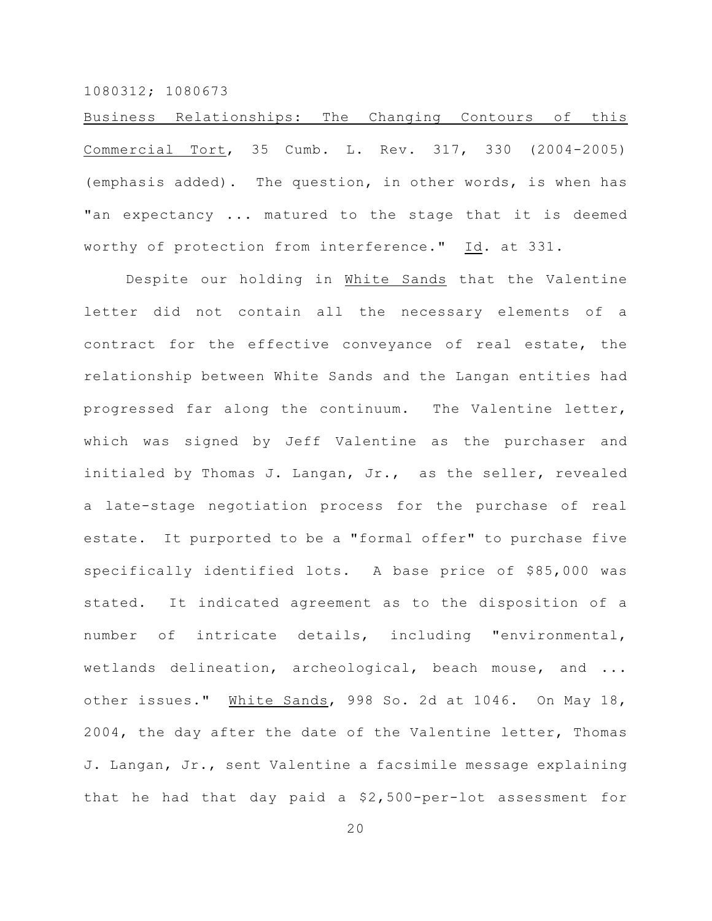Business Relationships: The Changing Contours of this Commercial Tort, 35 Cumb. L. Rev. 317, 330 (2004-2005) (emphasis added). The question, in other words, is when has "an expectancy ... matured to the stage that it is deemed worthy of protection from interference." Id. at 331.

Despite our holding in White Sands that the Valentine letter did not contain all the necessary elements of a contract for the effective conveyance of real estate, the relationship between White Sands and the Langan entities had progressed far along the continuum. The Valentine letter, which was signed by Jeff Valentine as the purchaser and initialed by Thomas J. Langan, Jr., as the seller, revealed a late-stage negotiation process for the purchase of real estate. It purported to be a "formal offer" to purchase five specifically identified lots. A base price of $85,000 was stated. It indicated agreement as to the disposition of a number of intricate details, including "environmental, wetlands delineation, archeological, beach mouse, and ... other issues." White Sands, 998 So. 2d at 1046. On May 18, 2004, the day after the date of the Valentine letter, Thomas J. Langan, Jr., sent Valentine a facsimile message explaining that he had that day paid a $2,500-per-lot assessment for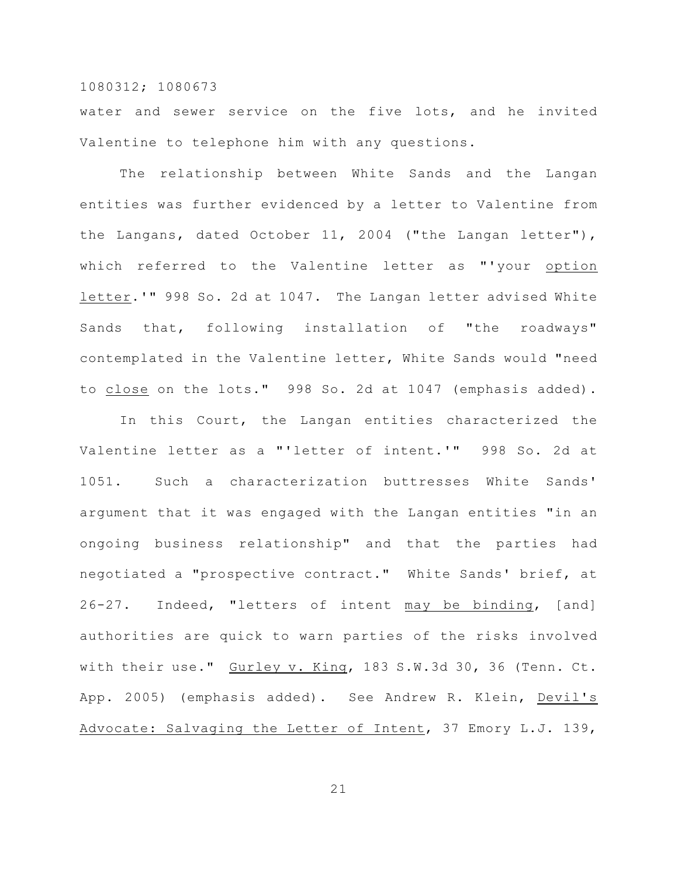water and sewer service on the five lots, and he invited Valentine to telephone him with any questions.

The relationship between White Sands and the Langan entities was further evidenced by a letter to Valentine from the Langans, dated October 11, 2004 ("the Langan letter"), which referred to the Valentine letter as "'your <u>option letter</u>.'" 998 So. 2d at 1047. The Langan letter advised White Sands that, following installation of "the roadways" contemplated in the Valentine letter, White Sands would "need to <u>close</u> on the lots." 998 So. 2d at 1047 (emphasis added).

In this Court, the Langan entities characterized the Valentine letter as a "'letter of intent.'" 998 So. 2d at 1051. Such a characterization buttresses White Sands' argument that it was engaged with the Langan entities "in an ongoing business relationship" and that the parties had negotiated a "prospective contract." White Sands' brief, at 26-27. Indeed, "letters of intent <u>may be binding</u>, [and] authorities are quick to warn parties of the risks involved with their use." <u>Gurley v. King</u>, 183 S.W.3d 30, 36 (Tenn. Ct. App. 2005) (emphasis added). See Andrew R. Klein, <u>Devil's Advocate: Salvaging the Letter of Intent</u>, 37 Emory L.J. 139,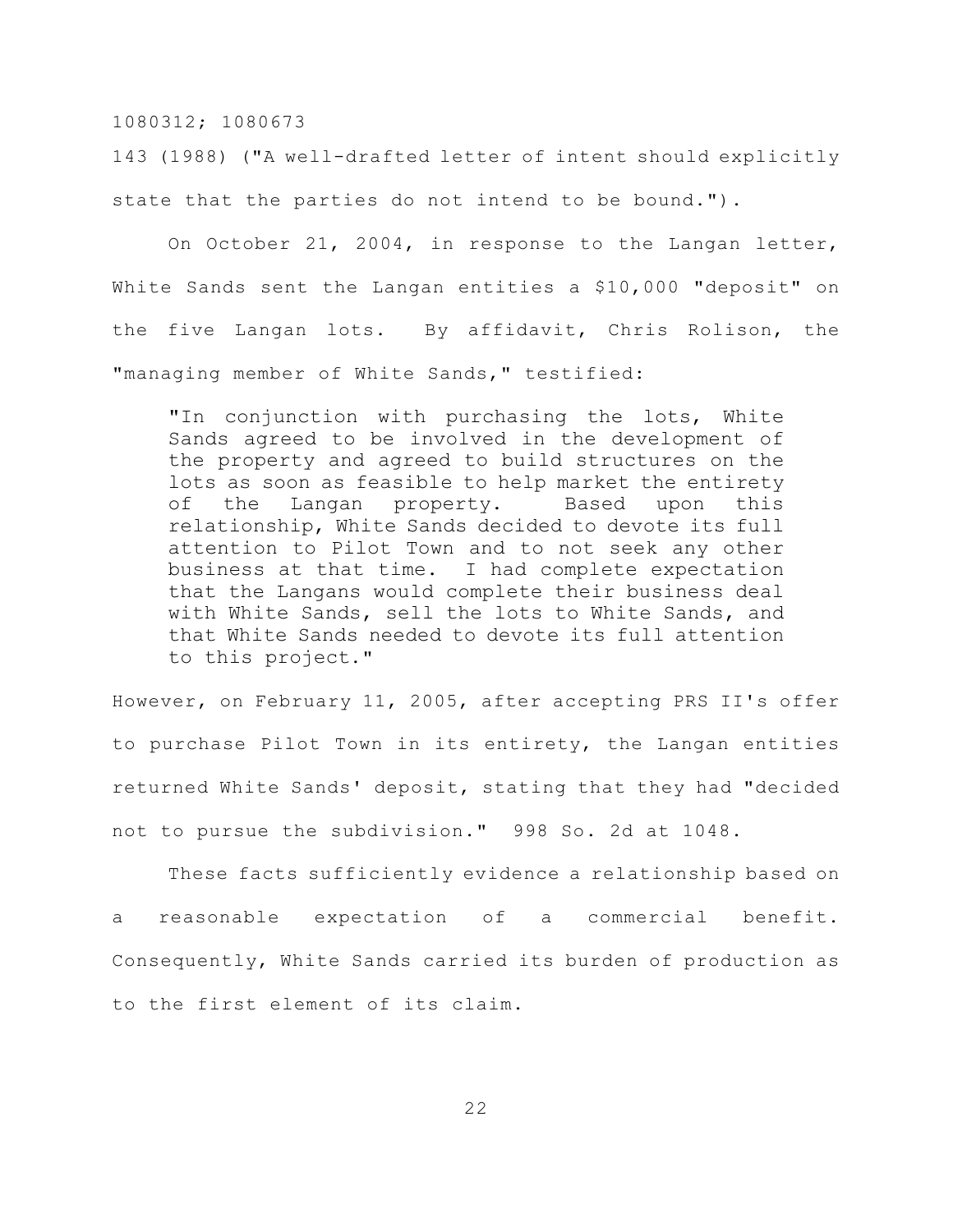143 (1988) ("A well-drafted letter of intent should explicitly state that the parties do not intend to be bound.").

On October 21, 2004, in response to the Langan letter, White Sands sent the Langan entities a $10,000 "deposit" on the five Langan lots. By affidavit, Chris Rolison, the "managing member of White Sands," testified:

> "In conjunction with purchasing the lots, White Sands agreed to be involved in the development of the property and agreed to build structures on the lots as soon as feasible to help market the entirety of the Langan property. Based upon this relationship, White Sands decided to devote its full attention to Pilot Town and to not seek any other business at that time. I had complete expectation that the Langans would complete their business deal with White Sands, sell the lots to White Sands, and that White Sands needed to devote its full attention to this project."

However, on February 11, 2005, after accepting PRS II's offer to purchase Pilot Town in its entirety, the Langan entities returned White Sands' deposit, stating that they had "decided not to pursue the subdivision." 998 So. 2d at 1048.

These facts sufficiently evidence a relationship based on a reasonable expectation of a commercial benefit. Consequently, White Sands carried its burden of production as to the first element of its claim.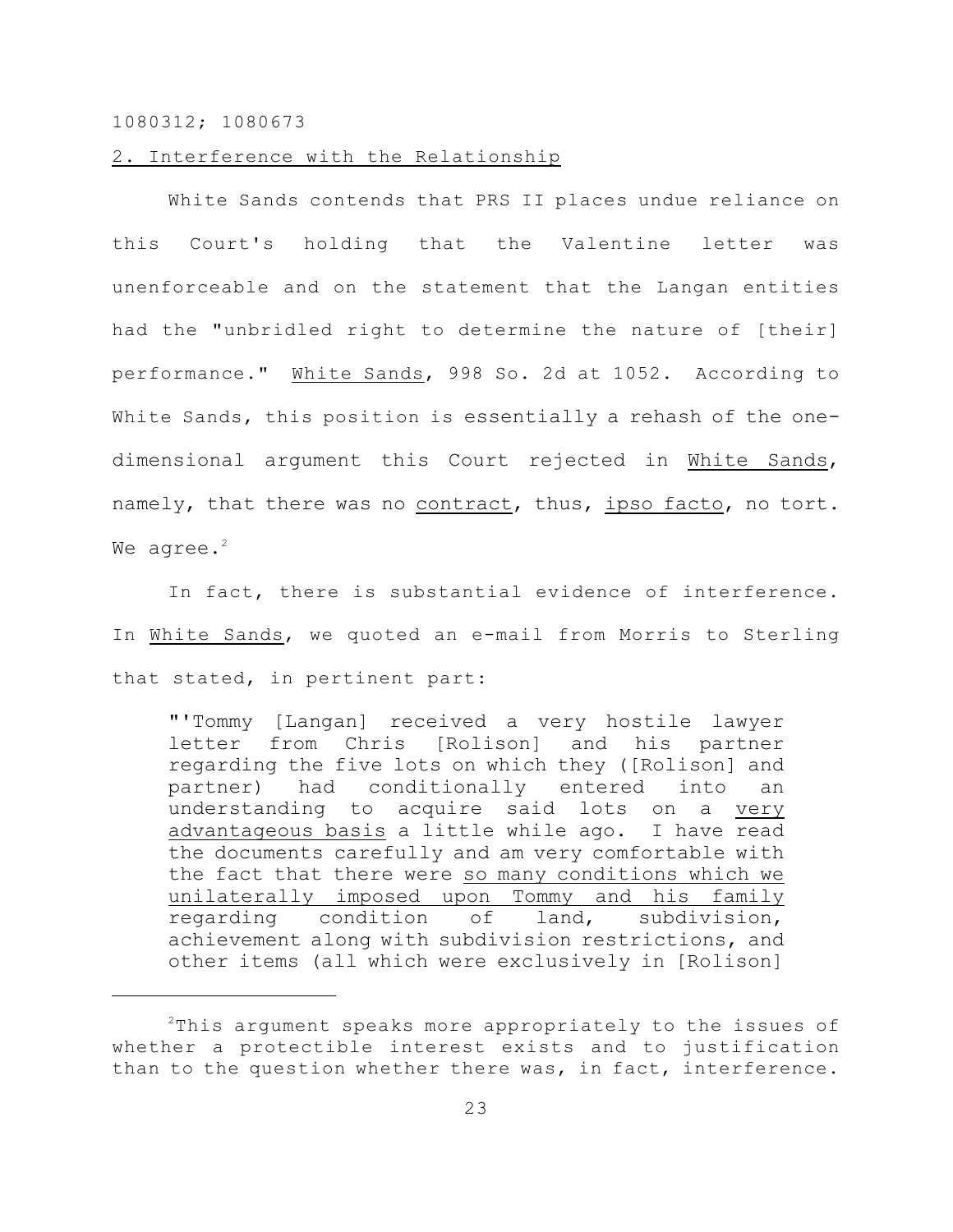## 2. Interference with the Relationship

White Sands contends that PRS II places undue reliance on this Court's holding that the Valentine letter was unenforceable and on the statement that the Langan entities had the "unbridled right to determine the nature of [their] performance." White Sands, 998 So. 2d at 1052. According to White Sands, this position is essentially a rehash of the one-dimensional argument this Court rejected in White Sands, namely, that there was no contract, thus, ipso facto, no tort. We agree.[2]

In fact, there is substantial evidence of interference. In White Sands, we quoted an e-mail from Morris to Sterling that stated, in pertinent part:

> "'Tommy [Langan] received a very hostile lawyer letter from Chris [Rolison] and his partner regarding the five lots on which they ([Rolison] and partner) had conditionally entered into an understanding to acquire said lots on a very advantageous basis a little while ago. I have read the documents carefully and am very comfortable with the fact that there were so many conditions which we unilaterally imposed upon Tommy and his family regarding condition of land, subdivision, achievement along with subdivision restrictions, and other items (all which were exclusively in [Rolison]

[2]This argument speaks more appropriately to the issues of whether a protectible interest exists and to justification than to the question whether there was, in fact, interference.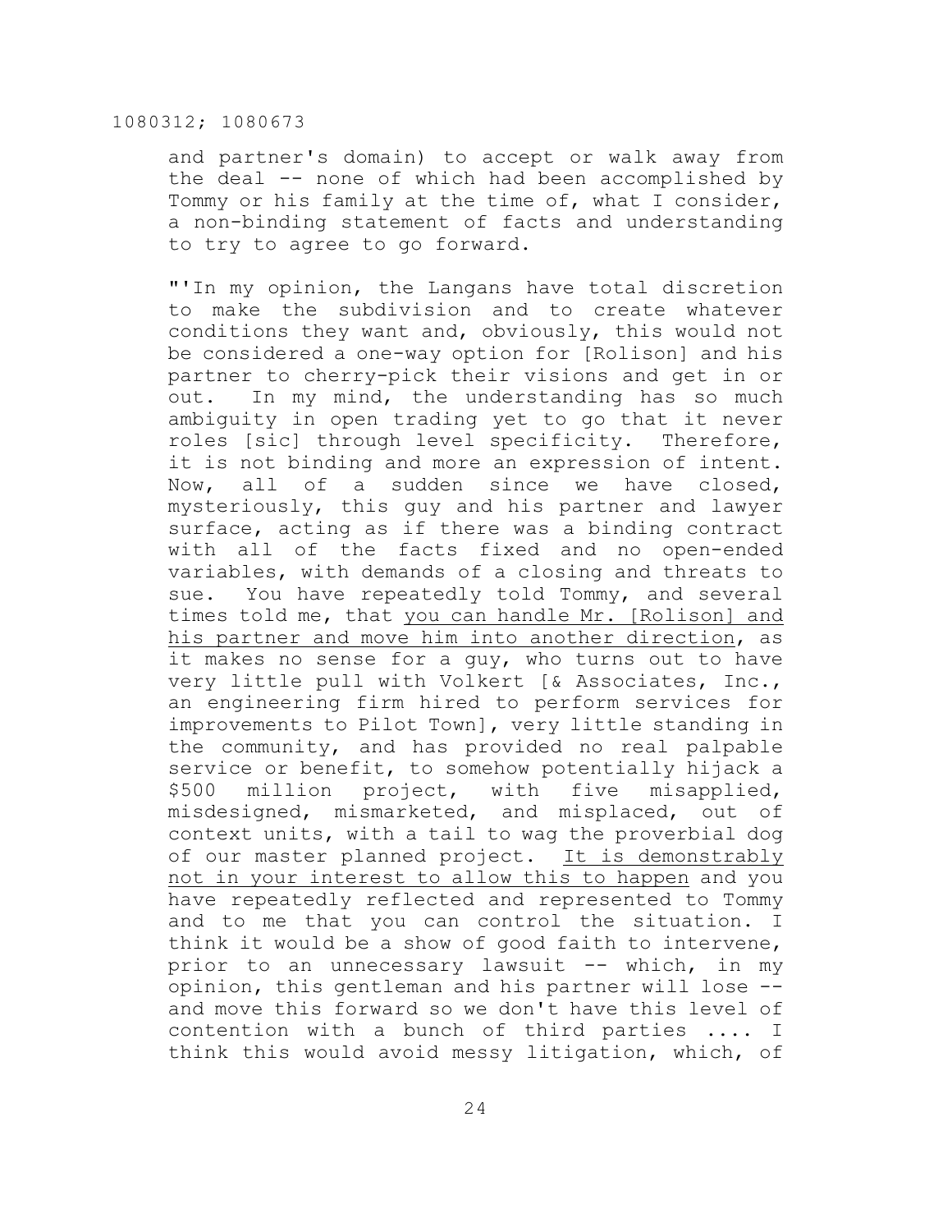and partner's domain) to accept or walk away from the deal -- none of which had been accomplished by Tommy or his family at the time of, what I consider, a non-binding statement of facts and understanding to try to agree to go forward.

"'In my opinion, the Langans have total discretion to make the subdivision and to create whatever conditions they want and, obviously, this would not be considered a one-way option for [Rolison] and his partner to cherry-pick their visions and get in or out. In my mind, the understanding has so much ambiguity in open trading yet to go that it never roles [sic] through level specificity. Therefore, it is not binding and more an expression of intent. Now, all of a sudden since we have closed, mysteriously, this guy and his partner and lawyer surface, acting as if there was a binding contract with all of the facts fixed and no open-ended variables, with demands of a closing and threats to sue. You have repeatedly told Tommy, and several times told me, that <u>you can handle Mr. [Rolison] and his partner and move him into another direction</u>, as it makes no sense for a guy, who turns out to have very little pull with Volkert [& Associates, Inc., an engineering firm hired to perform services for improvements to Pilot Town], very little standing in the community, and has provided no real palpable service or benefit, to somehow potentially hijack a $500 million project, with five misapplied, misdesigned, mismarketed, and misplaced, out of context units, with a tail to wag the proverbial dog of our master planned project. <u>It is demonstrably not in your interest to allow this to happen</u> and you have repeatedly reflected and represented to Tommy and to me that you can control the situation. I think it would be a show of good faith to intervene, prior to an unnecessary lawsuit -- which, in my opinion, this gentleman and his partner will lose -- and move this forward so we don't have this level of contention with a bunch of third parties .... I think this would avoid messy litigation, which, of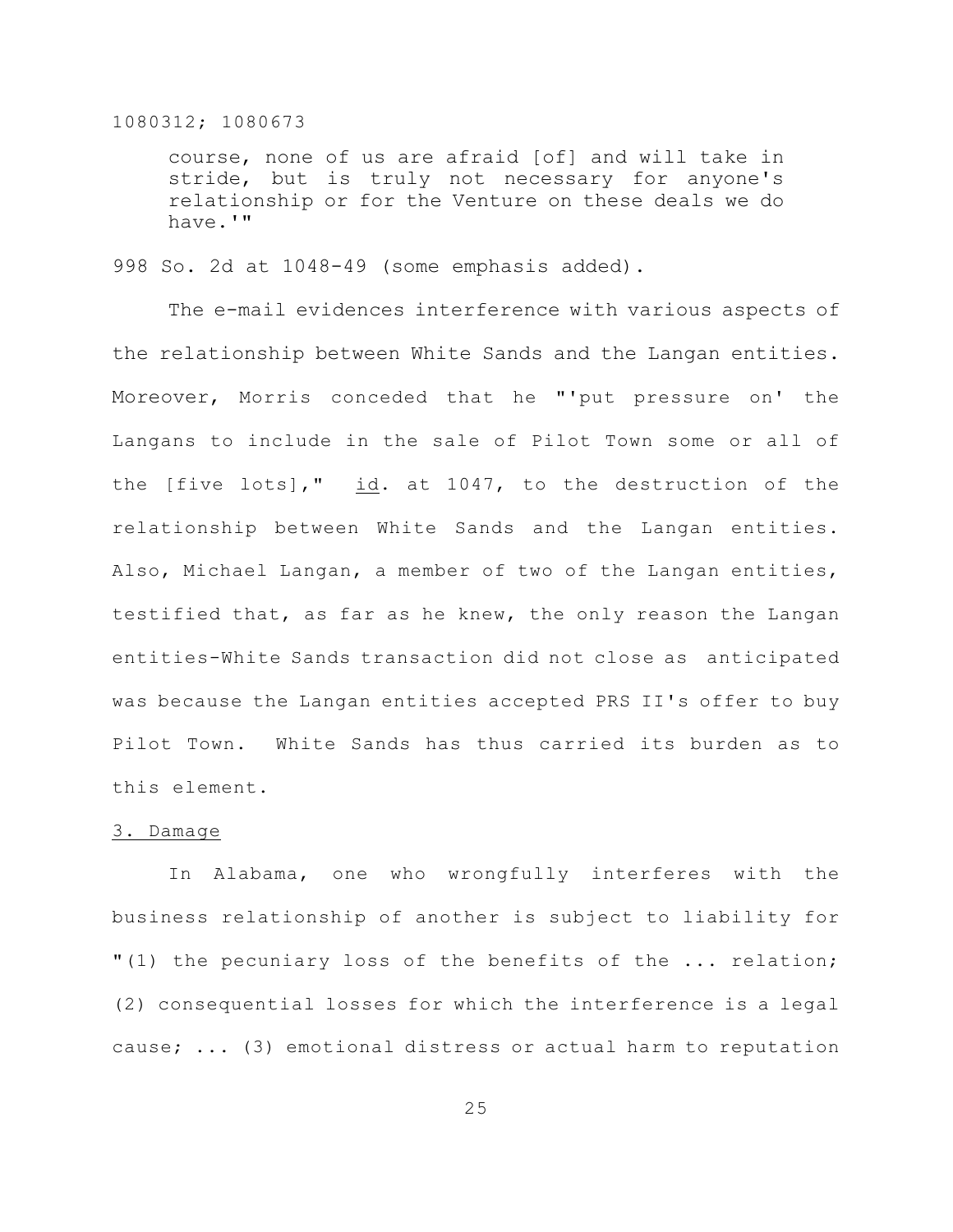course, none of us are afraid [of] and will take in stride, but is truly not necessary for anyone's relationship or for the Venture on these deals we do have.'"

998 So. 2d at 1048-49 (some emphasis added).

The e-mail evidences interference with various aspects of the relationship between White Sands and the Langan entities. Moreover, Morris conceded that he "'put pressure on' the Langans to include in the sale of Pilot Town some or all of the [five lots]," id. at 1047, to the destruction of the relationship between White Sands and the Langan entities. Also, Michael Langan, a member of two of the Langan entities, testified that, as far as he knew, the only reason the Langan entities-White Sands transaction did not close as anticipated was because the Langan entities accepted PRS II's offer to buy Pilot Town. White Sands has thus carried its burden as to this element.

3. Damage

In Alabama, one who wrongfully interferes with the business relationship of another is subject to liability for "(1) the pecuniary loss of the benefits of the ... relation; (2) consequential losses for which the interference is a legal cause; ... (3) emotional distress or actual harm to reputation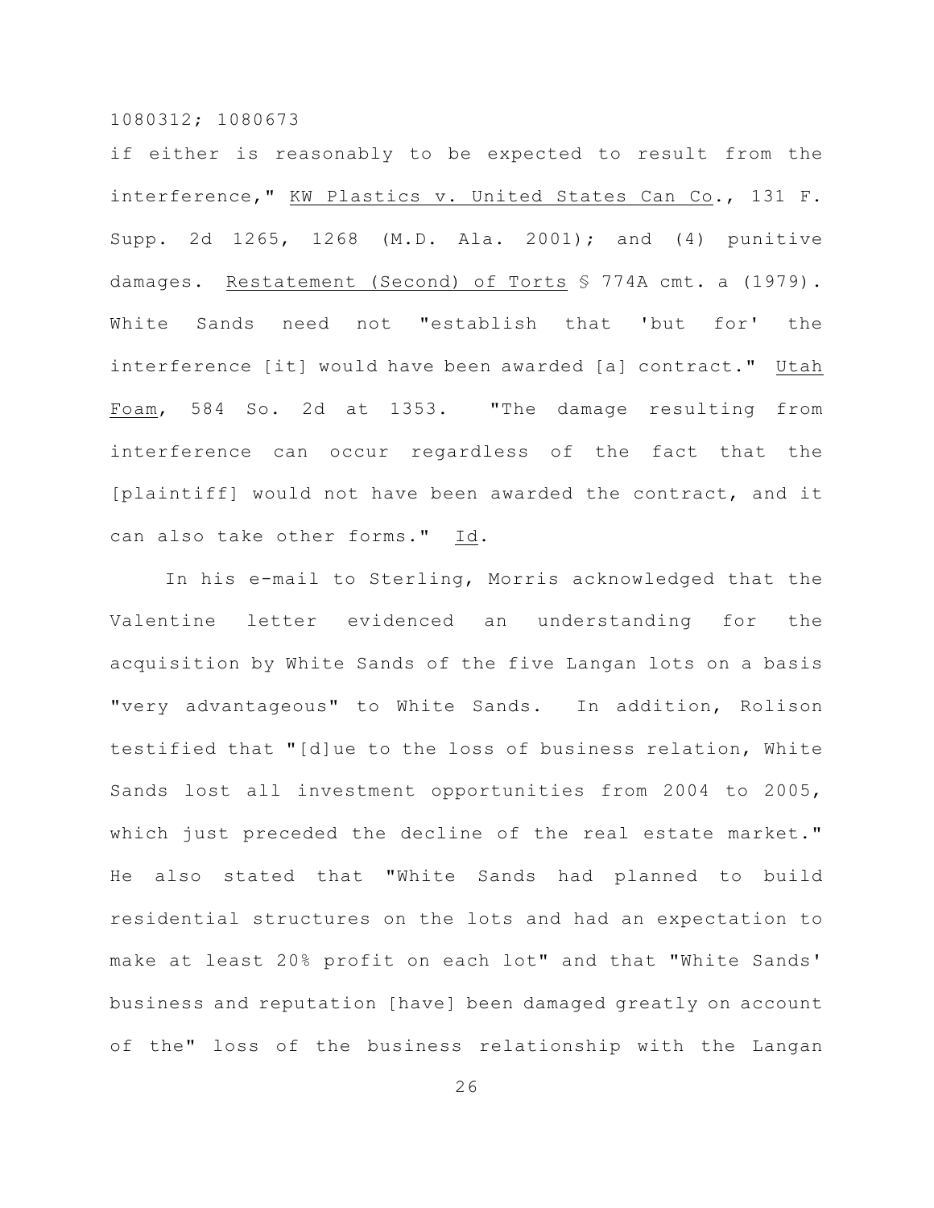if either is reasonably to be expected to result from the interference," KW Plastics v. United States Can Co., 131 F. Supp. 2d 1265, 1268 (M.D. Ala. 2001); and (4) punitive damages. Restatement (Second) of Torts § 774A cmt. a (1979). White Sands need not "establish that 'but for' the interference [it] would have been awarded [a] contract." Utah Foam, 584 So. 2d at 1353. "The damage resulting from interference can occur regardless of the fact that the [plaintiff] would not have been awarded the contract, and it can also take other forms." Id.

In his e-mail to Sterling, Morris acknowledged that the Valentine letter evidenced an understanding for the acquisition by White Sands of the five Langan lots on a basis "very advantageous" to White Sands. In addition, Rolison testified that "[d]ue to the loss of business relation, White Sands lost all investment opportunities from 2004 to 2005, which just preceded the decline of the real estate market." He also stated that "White Sands had planned to build residential structures on the lots and had an expectation to make at least 20% profit on each lot" and that "White Sands' business and reputation [have] been damaged greatly on account of the" loss of the business relationship with the Langan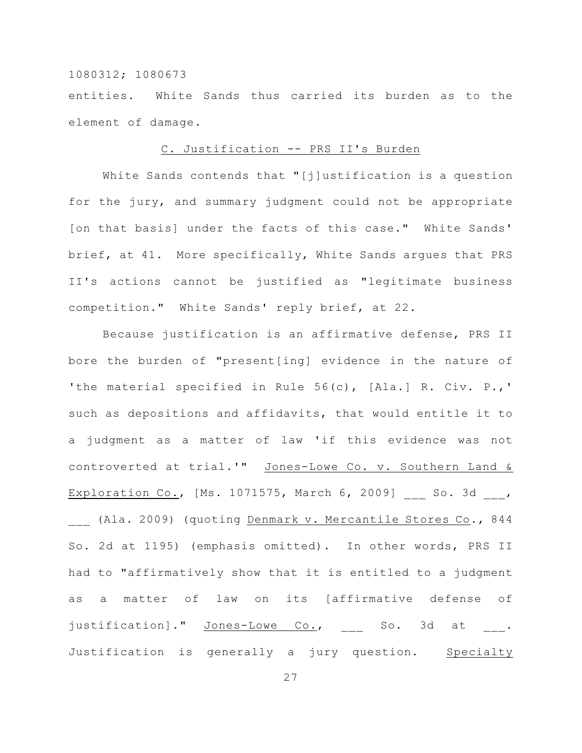entities. White Sands thus carried its burden as to the element of damage.

C. Justification -- PRS II's Burden

White Sands contends that "[j]ustification is a question for the jury, and summary judgment could not be appropriate [on that basis] under the facts of this case." White Sands' brief, at 41. More specifically, White Sands argues that PRS II's actions cannot be justified as "legitimate business competition." White Sands' reply brief, at 22.

Because justification is an affirmative defense, PRS II bore the burden of "present[ing] evidence in the nature of 'the material specified in Rule 56(c), [Ala.] R. Civ. P.,' such as depositions and affidavits, that would entitle it to a judgment as a matter of law 'if this evidence was not controverted at trial.'" Jones-Lowe Co. v. Southern Land & Exploration Co., [Ms. 1071575, March 6, 2009] ___ So. 3d ___, ___ (Ala. 2009) (quoting Denmark v. Mercantile Stores Co., 844 So. 2d at 1195) (emphasis omitted). In other words, PRS II had to "affirmatively show that it is entitled to a judgment as a matter of law on its [affirmative defense of justification]." Jones-Lowe Co., ___ So. 3d at ___. Justification is generally a jury question. Specialty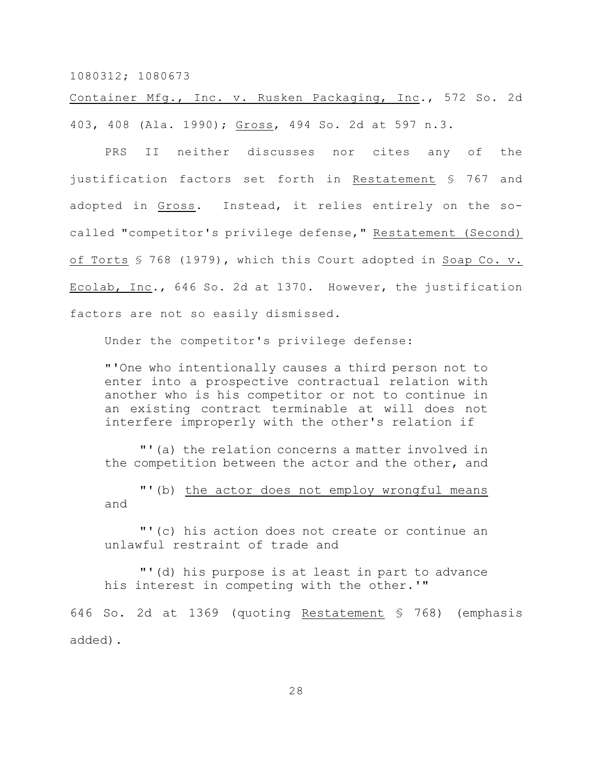Container Mfg., Inc. v. Rusken Packaging, Inc., 572 So. 2d 403, 408 (Ala. 1990); Gross, 494 So. 2d at 597 n.3.

PRS II neither discusses nor cites any of the justification factors set forth in Restatement § 767 and adopted in Gross. Instead, it relies entirely on the so-called "competitor's privilege defense," Restatement (Second) of Torts § 768 (1979), which this Court adopted in Soap Co. v. Ecolab, Inc., 646 So. 2d at 1370. However, the justification factors are not so easily dismissed.

Under the competitor's privilege defense:

> "'One who intentionally causes a third person not to enter into a prospective contractual relation with another who is his competitor or not to continue in an existing contract terminable at will does not interfere improperly with the other's relation if
>
> "'(a) the relation concerns a matter involved in the competition between the actor and the other, and
>
> "'(b) the actor does not employ wrongful means and
>
> "'(c) his action does not create or continue an unlawful restraint of trade and
>
> "'(d) his purpose is at least in part to advance his interest in competing with the other.'"

646 So. 2d at 1369 (quoting Restatement § 768) (emphasis added).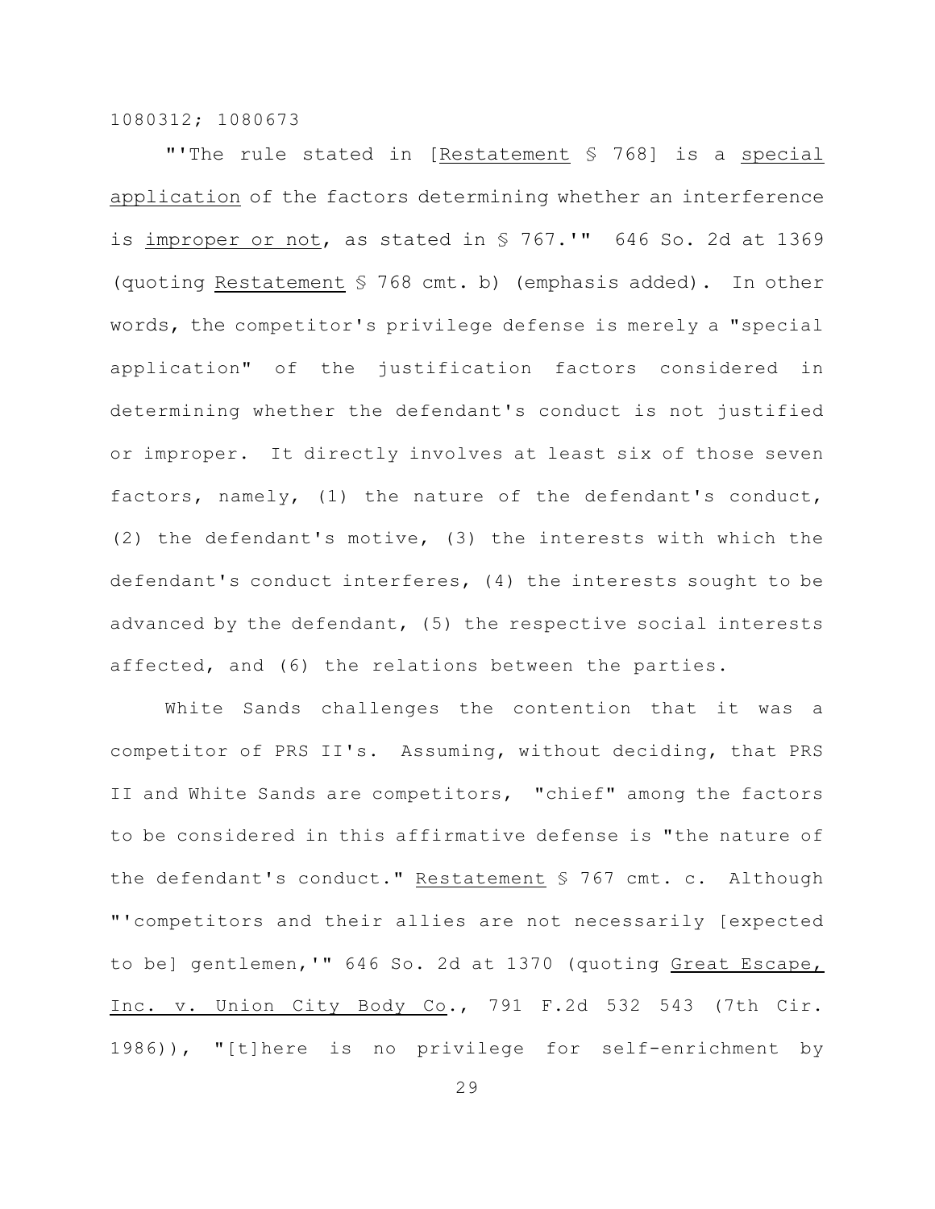"'The rule stated in [Restatement § 768] is a special application of the factors determining whether an interference is improper or not, as stated in § 767.'" 646 So. 2d at 1369 (quoting Restatement § 768 cmt. b) (emphasis added). In other words, the competitor's privilege defense is merely a "special application" of the justification factors considered in determining whether the defendant's conduct is not justified or improper. It directly involves at least six of those seven factors, namely, (1) the nature of the defendant's conduct, (2) the defendant's motive, (3) the interests with which the defendant's conduct interferes, (4) the interests sought to be advanced by the defendant, (5) the respective social interests affected, and (6) the relations between the parties.

White Sands challenges the contention that it was a competitor of PRS II's. Assuming, without deciding, that PRS II and White Sands are competitors, "chief" among the factors to be considered in this affirmative defense is "the nature of the defendant's conduct." Restatement § 767 cmt. c. Although "'competitors and their allies are not necessarily [expected to be] gentlemen,'" 646 So. 2d at 1370 (quoting Great Escape, Inc. v. Union City Body Co., 791 F.2d 532 543 (7th Cir. 1986)), "[t]here is no privilege for self-enrichment by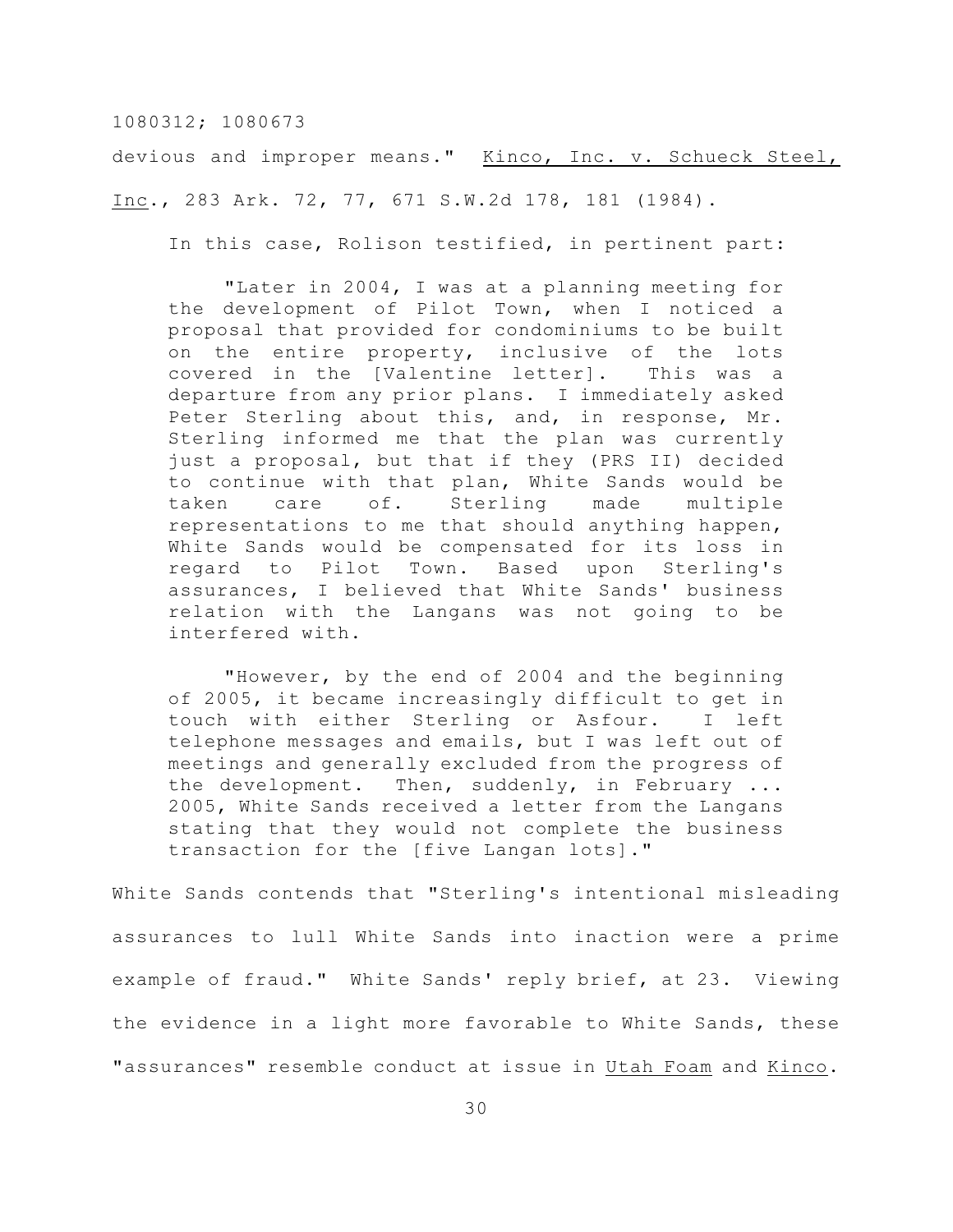devious and improper means." Kinco, Inc. v. Schueck Steel, Inc., 283 Ark. 72, 77, 671 S.W.2d 178, 181 (1984).

In this case, Rolison testified, in pertinent part:

> "Later in 2004, I was at a planning meeting for the development of Pilot Town, when I noticed a proposal that provided for condominiums to be built on the entire property, inclusive of the lots covered in the [Valentine letter]. This was a departure from any prior plans. I immediately asked Peter Sterling about this, and, in response, Mr. Sterling informed me that the plan was currently just a proposal, but that if they (PRS II) decided to continue with that plan, White Sands would be taken care of. Sterling made multiple representations to me that should anything happen, White Sands would be compensated for its loss in regard to Pilot Town. Based upon Sterling's assurances, I believed that White Sands' business relation with the Langans was not going to be interfered with.
>
> "However, by the end of 2004 and the beginning of 2005, it became increasingly difficult to get in touch with either Sterling or Asfour. I left telephone messages and emails, but I was left out of meetings and generally excluded from the progress of the development. Then, suddenly, in February ... 2005, White Sands received a letter from the Langans stating that they would not complete the business transaction for the [five Langan lots]."

White Sands contends that "Sterling's intentional misleading assurances to lull White Sands into inaction were a prime example of fraud." White Sands' reply brief, at 23. Viewing the evidence in a light more favorable to White Sands, these "assurances" resemble conduct at issue in Utah Foam and Kinco.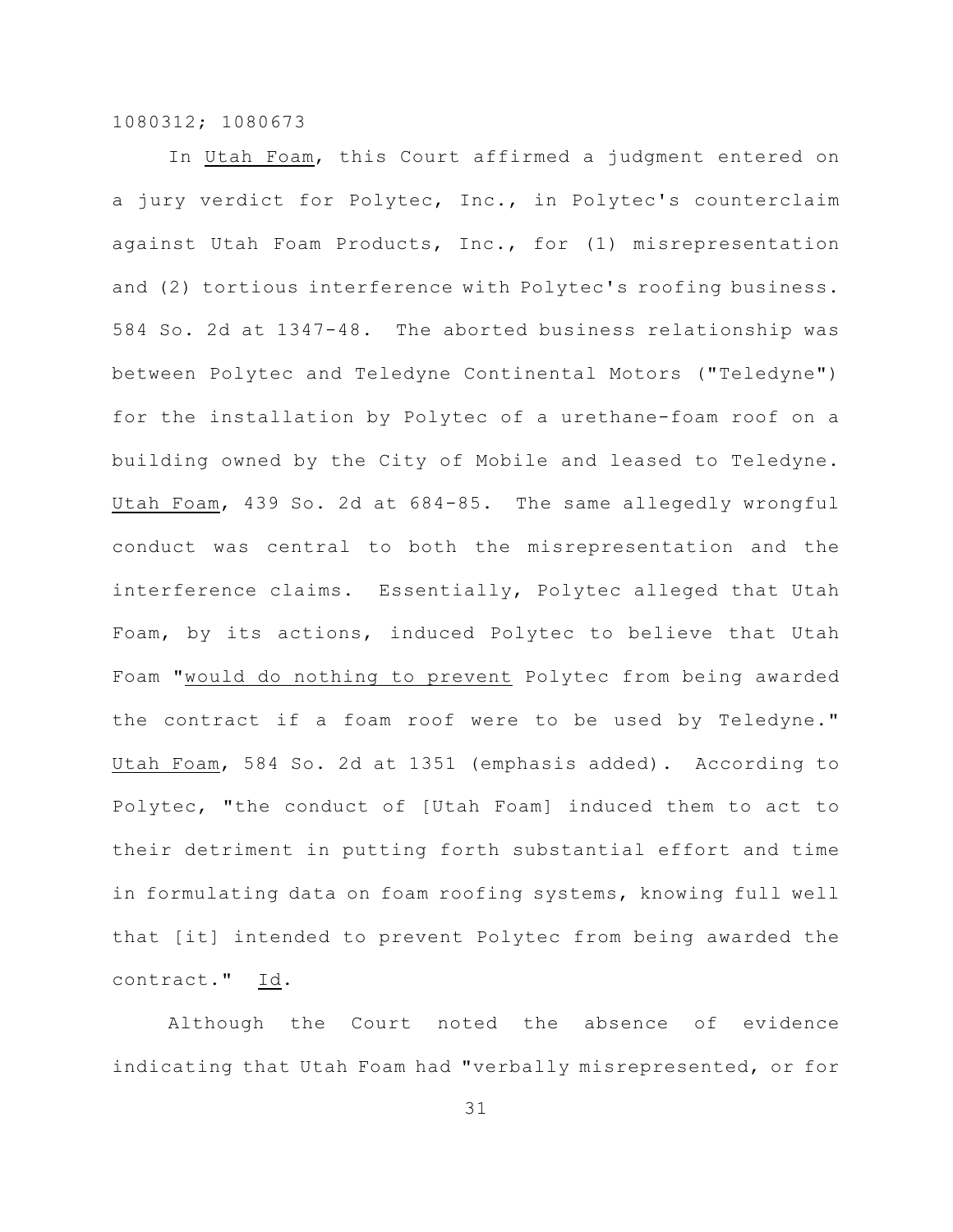In Utah Foam, this Court affirmed a judgment entered on a jury verdict for Polytec, Inc., in Polytec's counterclaim against Utah Foam Products, Inc., for (1) misrepresentation and (2) tortious interference with Polytec's roofing business. 584 So. 2d at 1347-48. The aborted business relationship was between Polytec and Teledyne Continental Motors ("Teledyne") for the installation by Polytec of a urethane-foam roof on a building owned by the City of Mobile and leased to Teledyne. Utah Foam, 439 So. 2d at 684-85. The same allegedly wrongful conduct was central to both the misrepresentation and the interference claims. Essentially, Polytec alleged that Utah Foam, by its actions, induced Polytec to believe that Utah Foam "would do nothing to prevent Polytec from being awarded the contract if a foam roof were to be used by Teledyne." Utah Foam, 584 So. 2d at 1351 (emphasis added). According to Polytec, "the conduct of [Utah Foam] induced them to act to their detriment in putting forth substantial effort and time in formulating data on foam roofing systems, knowing full well that [it] intended to prevent Polytec from being awarded the contract." Id.

Although the Court noted the absence of evidence indicating that Utah Foam had "verbally misrepresented, or for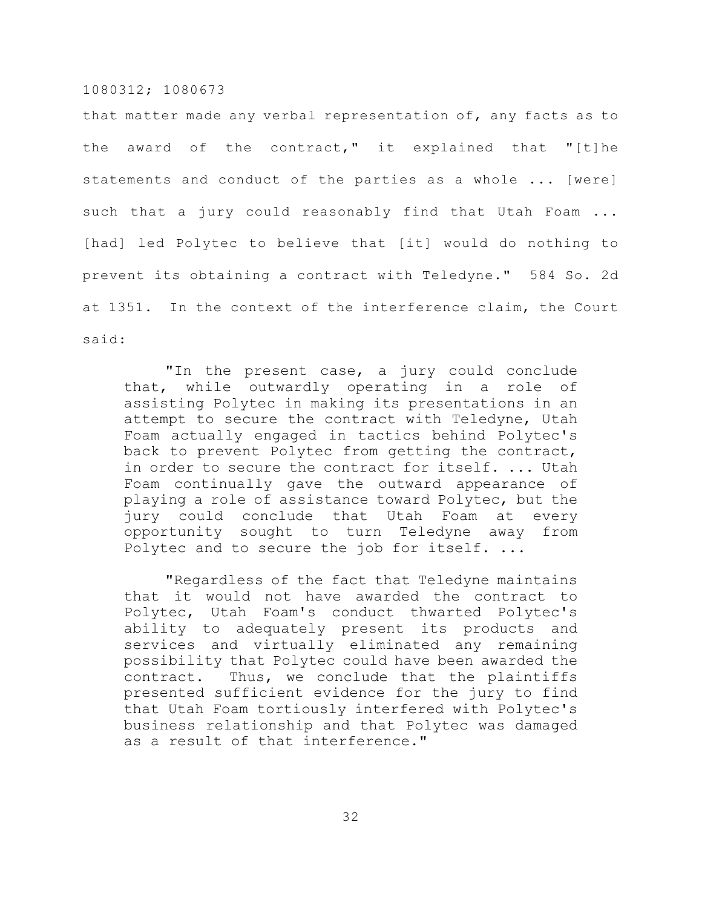that matter made any verbal representation of, any facts as to the award of the contract," it explained that "[t]he statements and conduct of the parties as a whole ... [were] such that a jury could reasonably find that Utah Foam ... [had] led Polytec to believe that [it] would do nothing to prevent its obtaining a contract with Teledyne." 584 So. 2d at 1351. In the context of the interference claim, the Court said:

> "In the present case, a jury could conclude that, while outwardly operating in a role of assisting Polytec in making its presentations in an attempt to secure the contract with Teledyne, Utah Foam actually engaged in tactics behind Polytec's back to prevent Polytec from getting the contract, in order to secure the contract for itself. ... Utah Foam continually gave the outward appearance of playing a role of assistance toward Polytec, but the jury could conclude that Utah Foam at every opportunity sought to turn Teledyne away from Polytec and to secure the job for itself. ...
>
> "Regardless of the fact that Teledyne maintains that it would not have awarded the contract to Polytec, Utah Foam's conduct thwarted Polytec's ability to adequately present its products and services and virtually eliminated any remaining possibility that Polytec could have been awarded the contract. Thus, we conclude that the plaintiffs presented sufficient evidence for the jury to find that Utah Foam tortiously interfered with Polytec's business relationship and that Polytec was damaged as a result of that interference."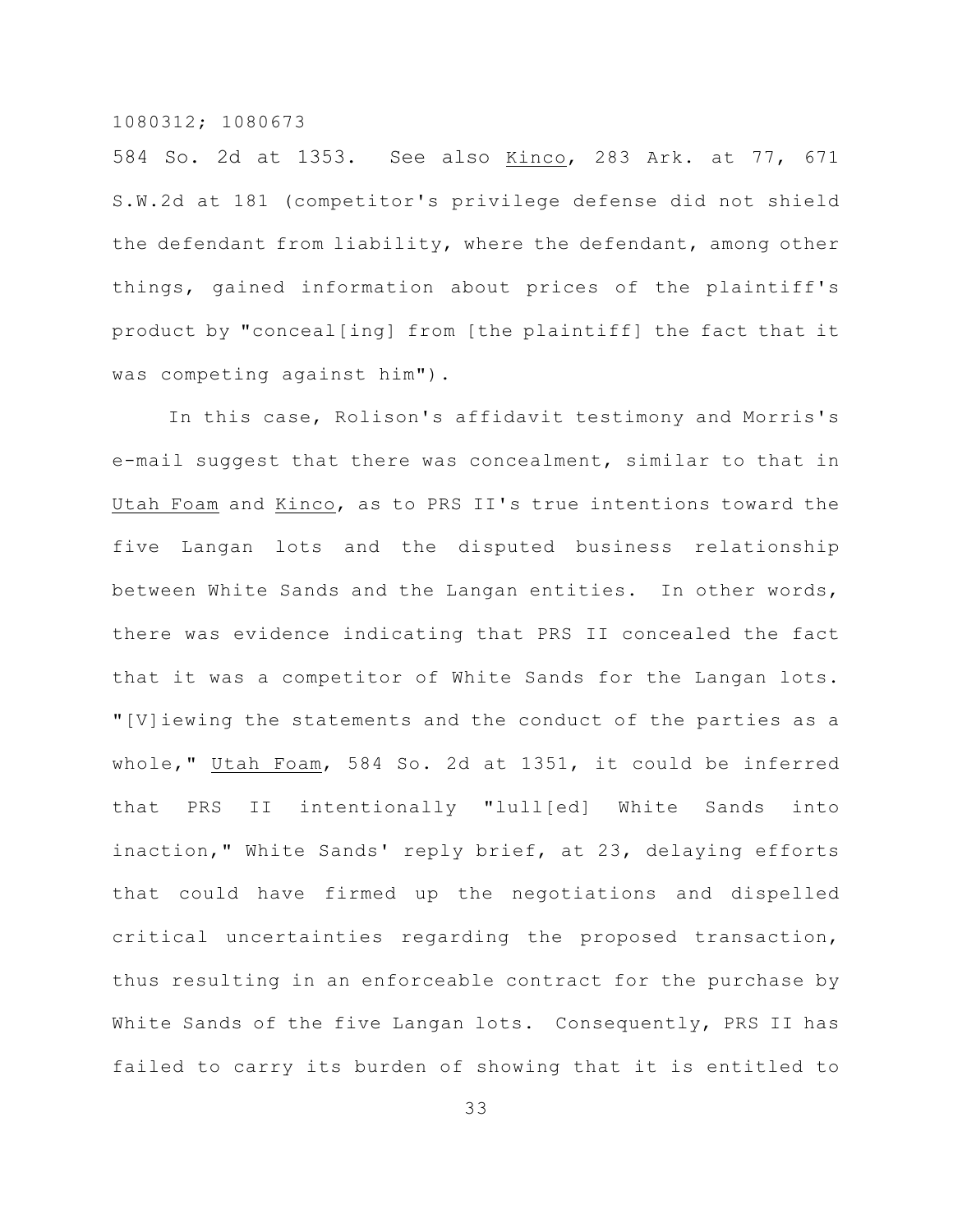584 So. 2d at 1353. See also Kinco, 283 Ark. at 77, 671 S.W.2d at 181 (competitor's privilege defense did not shield the defendant from liability, where the defendant, among other things, gained information about prices of the plaintiff's product by "conceal[ing] from [the plaintiff] the fact that it was competing against him").

In this case, Rolison's affidavit testimony and Morris's e-mail suggest that there was concealment, similar to that in Utah Foam and Kinco, as to PRS II's true intentions toward the five Langan lots and the disputed business relationship between White Sands and the Langan entities. In other words, there was evidence indicating that PRS II concealed the fact that it was a competitor of White Sands for the Langan lots. "[V]iewing the statements and the conduct of the parties as a whole," Utah Foam, 584 So. 2d at 1351, it could be inferred that PRS II intentionally "lull[ed] White Sands into inaction," White Sands' reply brief, at 23, delaying efforts that could have firmed up the negotiations and dispelled critical uncertainties regarding the proposed transaction, thus resulting in an enforceable contract for the purchase by White Sands of the five Langan lots. Consequently, PRS II has failed to carry its burden of showing that it is entitled to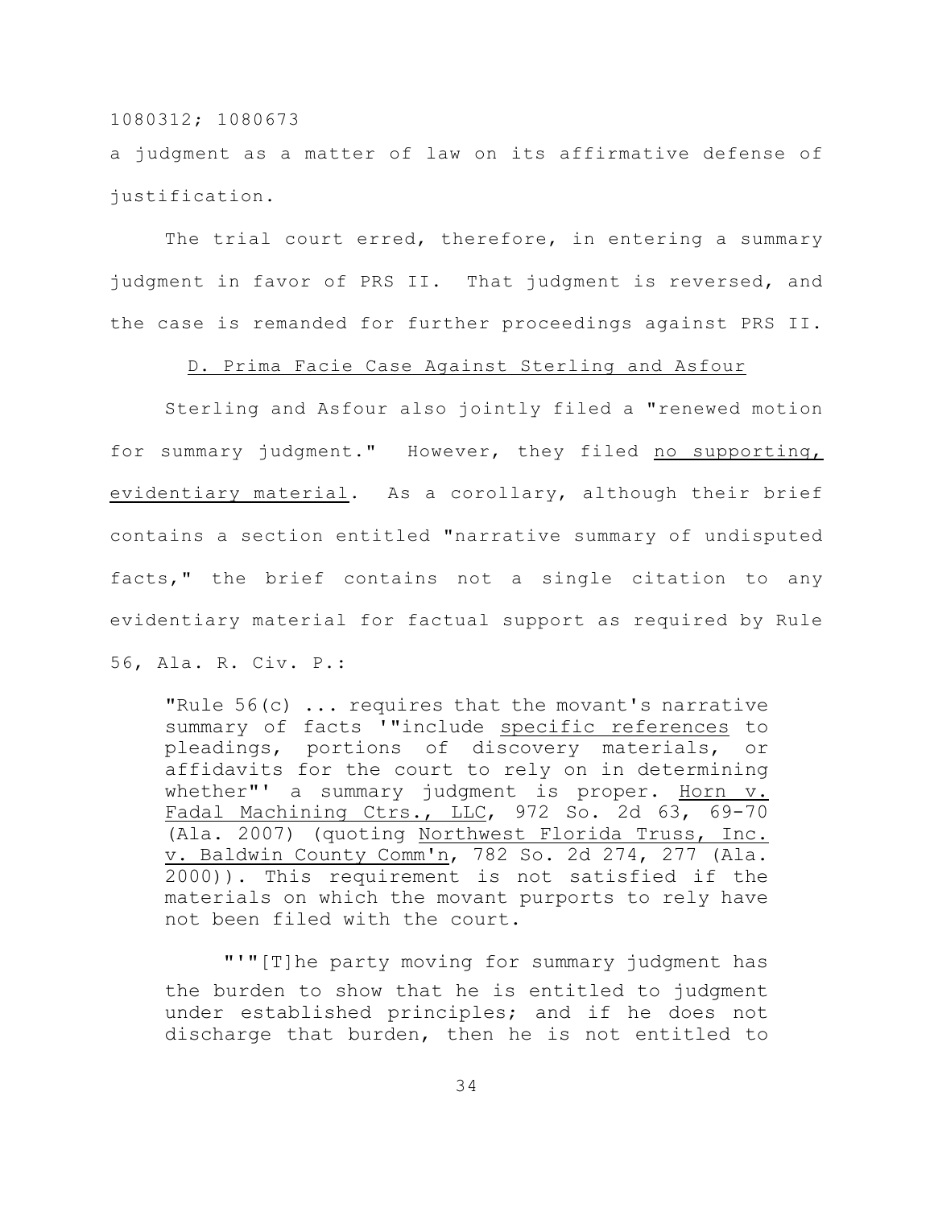a judgment as a matter of law on its affirmative defense of justification.

The trial court erred, therefore, in entering a summary judgment in favor of PRS II. That judgment is reversed, and the case is remanded for further proceedings against PRS II.

D. Prima Facie Case Against Sterling and Asfour

Sterling and Asfour also jointly filed a "renewed motion for summary judgment." However, they filed no supporting, evidentiary material. As a corollary, although their brief contains a section entitled "narrative summary of undisputed facts," the brief contains not a single citation to any evidentiary material for factual support as required by Rule 56, Ala. R. Civ. P.:

> "Rule 56(c) ... requires that the movant's narrative summary of facts '"include specific references to pleadings, portions of discovery materials, or affidavits for the court to rely on in determining whether"' a summary judgment is proper. Horn v. Fadal Machining Ctrs., LLC, 972 So. 2d 63, 69-70 (Ala. 2007) (quoting Northwest Florida Truss, Inc. v. Baldwin County Comm'n, 782 So. 2d 274, 277 (Ala. 2000)). This requirement is not satisfied if the materials on which the movant purports to rely have not been filed with the court.
>
> "'"[T]he party moving for summary judgment has the burden to show that he is entitled to judgment under established principles; and if he does not discharge that burden, then he is not entitled to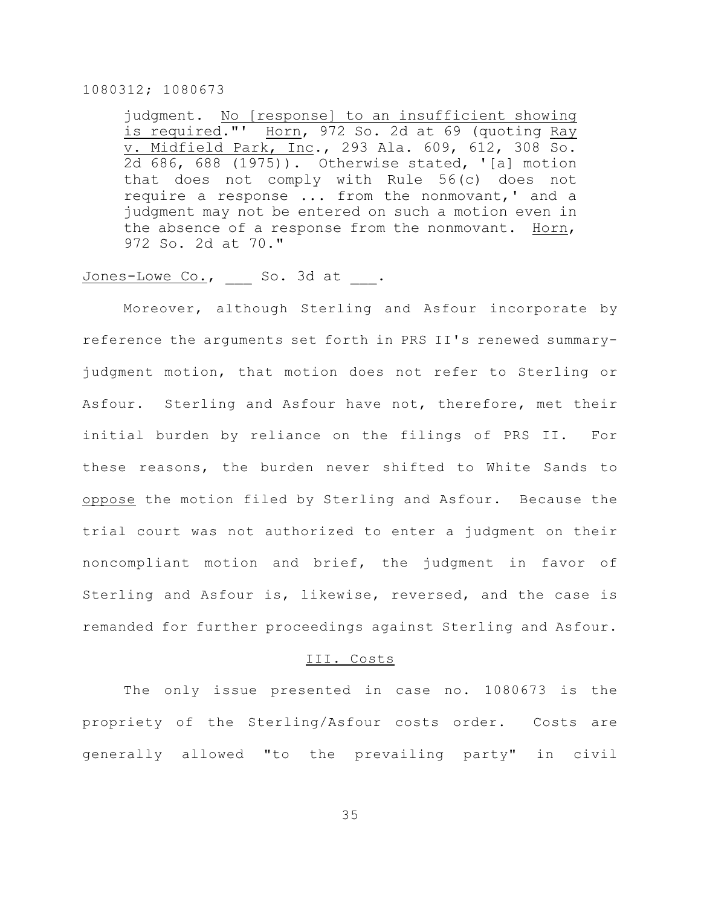judgment. No [response] to an insufficient showing is required."' Horn, 972 So. 2d at 69 (quoting Ray v. Midfield Park, Inc., 293 Ala. 609, 612, 308 So. 2d 686, 688 (1975)). Otherwise stated, '[a] motion that does not comply with Rule 56(c) does not require a response ... from the nonmovant,' and a judgment may not be entered on such a motion even in the absence of a response from the nonmovant. Horn, 972 So. 2d at 70."

Jones-Lowe Co., ___ So. 3d at ___.

Moreover, although Sterling and Asfour incorporate by reference the arguments set forth in PRS II's renewed summary-judgment motion, that motion does not refer to Sterling or Asfour. Sterling and Asfour have not, therefore, met their initial burden by reliance on the filings of PRS II. For these reasons, the burden never shifted to White Sands to oppose the motion filed by Sterling and Asfour. Because the trial court was not authorized to enter a judgment on their noncompliant motion and brief, the judgment in favor of Sterling and Asfour is, likewise, reversed, and the case is remanded for further proceedings against Sterling and Asfour.

## III. Costs

The only issue presented in case no. 1080673 is the propriety of the Sterling/Asfour costs order. Costs are generally allowed "to the prevailing party" in civil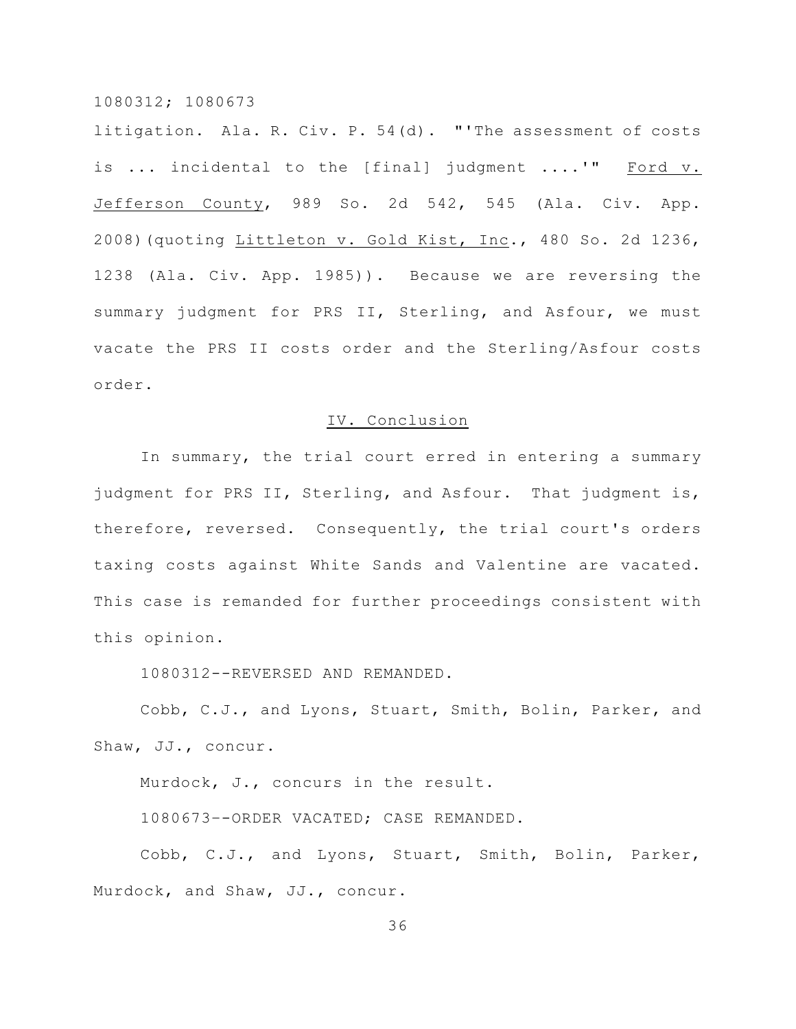litigation. Ala. R. Civ. P. 54(d). "'The assessment of costs is ... incidental to the [final] judgment ....'" Ford v. Jefferson County, 989 So. 2d 542, 545 (Ala. Civ. App. 2008)(quoting Littleton v. Gold Kist, Inc., 480 So. 2d 1236, 1238 (Ala. Civ. App. 1985)). Because we are reversing the summary judgment for PRS II, Sterling, and Asfour, we must vacate the PRS II costs order and the Sterling/Asfour costs order.

## IV. Conclusion

In summary, the trial court erred in entering a summary judgment for PRS II, Sterling, and Asfour. That judgment is, therefore, reversed. Consequently, the trial court's orders taxing costs against White Sands and Valentine are vacated. This case is remanded for further proceedings consistent with this opinion.

1080312--REVERSED AND REMANDED.

Cobb, C.J., and Lyons, Stuart, Smith, Bolin, Parker, and Shaw, JJ., concur.

Murdock, J., concurs in the result.

1080673--ORDER VACATED; CASE REMANDED.

Cobb, C.J., and Lyons, Stuart, Smith, Bolin, Parker, Murdock, and Shaw, JJ., concur.